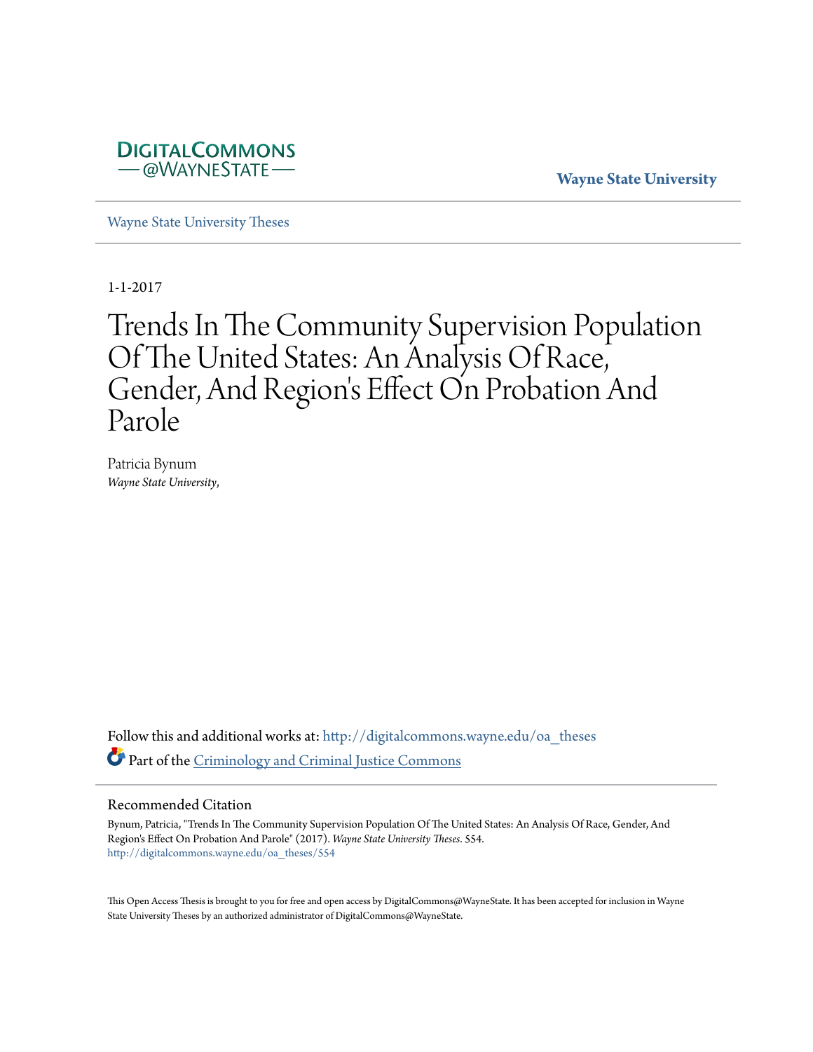DIGITALCOMMONS
— @WAYNESTATE —

**Wayne State University**

Wayne State University Theses

1-1-2017

# Trends In The Community Supervision Population Of The United States: An Analysis Of Race, Gender, And Region's Effect On Probation And Parole

Patricia Bynum
*Wayne State University,*

Follow this and additional works at: http://digitalcommons.wayne.edu/oa_theses

Part of the Criminology and Criminal Justice Commons

## Recommended Citation

Bynum, Patricia, "Trends In The Community Supervision Population Of The United States: An Analysis Of Race, Gender, And Region's Effect On Probation And Parole" (2017). *Wayne State University Theses*. 554.
http://digitalcommons.wayne.edu/oa_theses/554

This Open Access Thesis is brought to you for free and open access by DigitalCommons@WayneState. It has been accepted for inclusion in Wayne State University Theses by an authorized administrator of DigitalCommons@WayneState.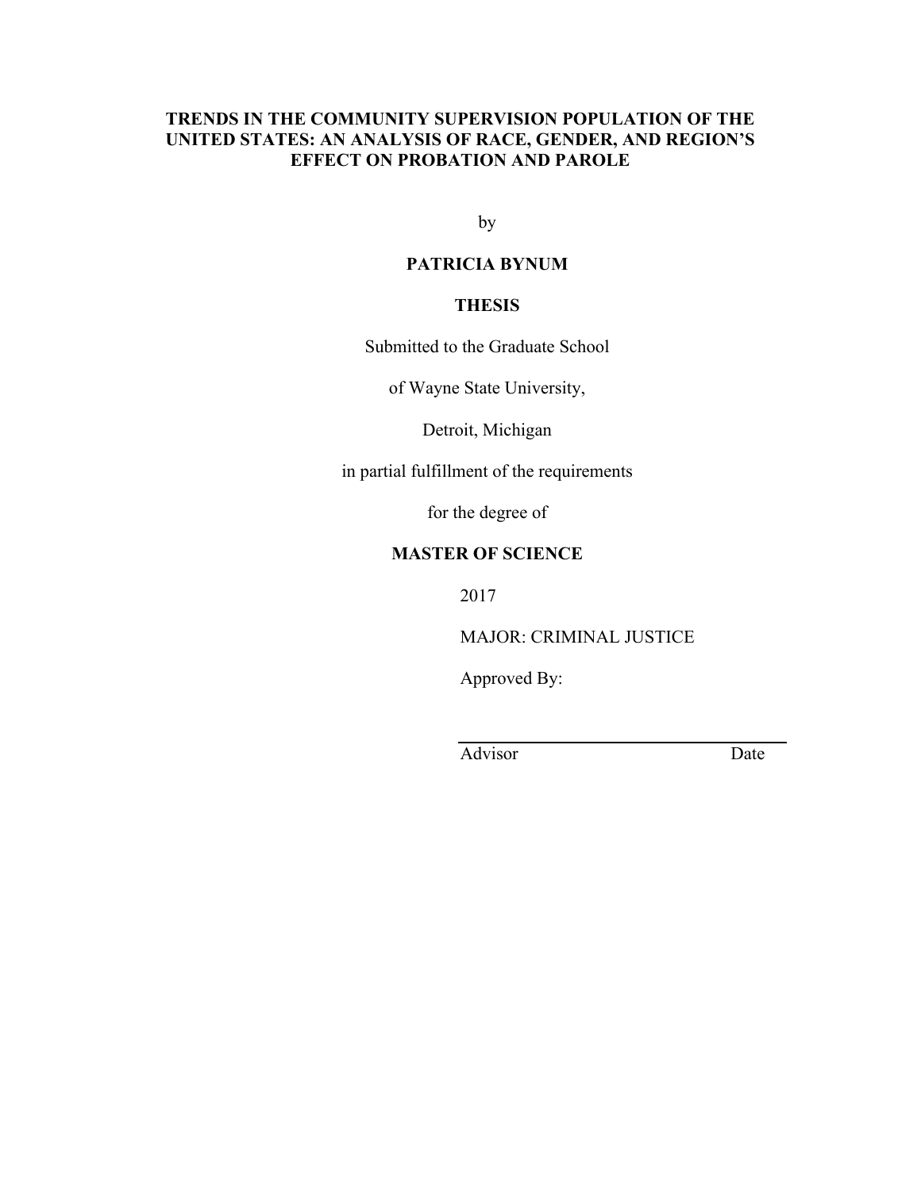**TRENDS IN THE COMMUNITY SUPERVISION POPULATION OF THE UNITED STATES: AN ANALYSIS OF RACE, GENDER, AND REGION'S EFFECT ON PROBATION AND PAROLE**

by

**PATRICIA BYNUM**

**THESIS**

Submitted to the Graduate School

of Wayne State University,

Detroit, Michigan

in partial fulfillment of the requirements

for the degree of

**MASTER OF SCIENCE**

2017

MAJOR: CRIMINAL JUSTICE

Approved By:

Advisor Date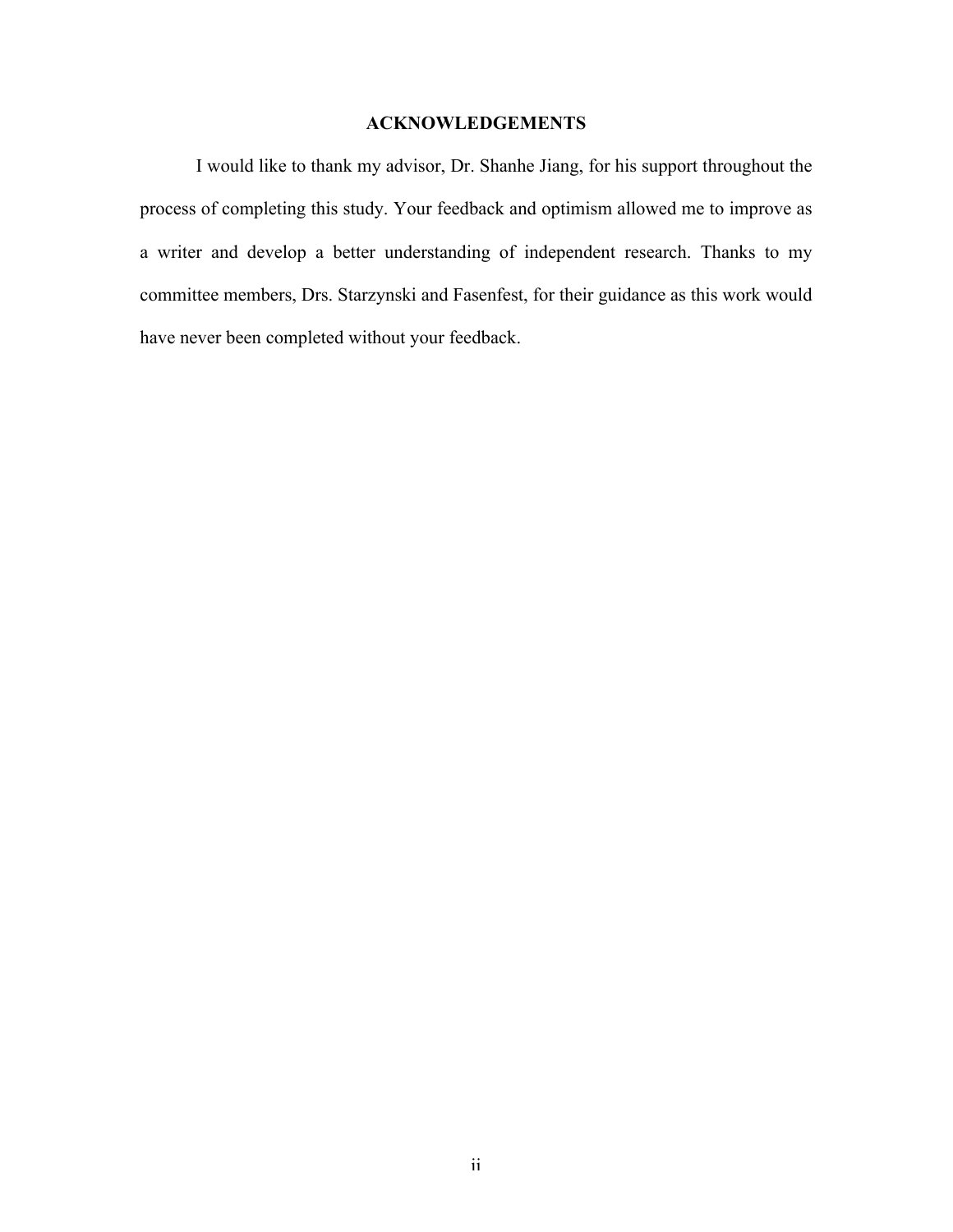# ACKNOWLEDGEMENTS

I would like to thank my advisor, Dr. Shanhe Jiang, for his support throughout the process of completing this study. Your feedback and optimism allowed me to improve as a writer and develop a better understanding of independent research. Thanks to my committee members, Drs. Starzynski and Fasenfest, for their guidance as this work would have never been completed without your feedback.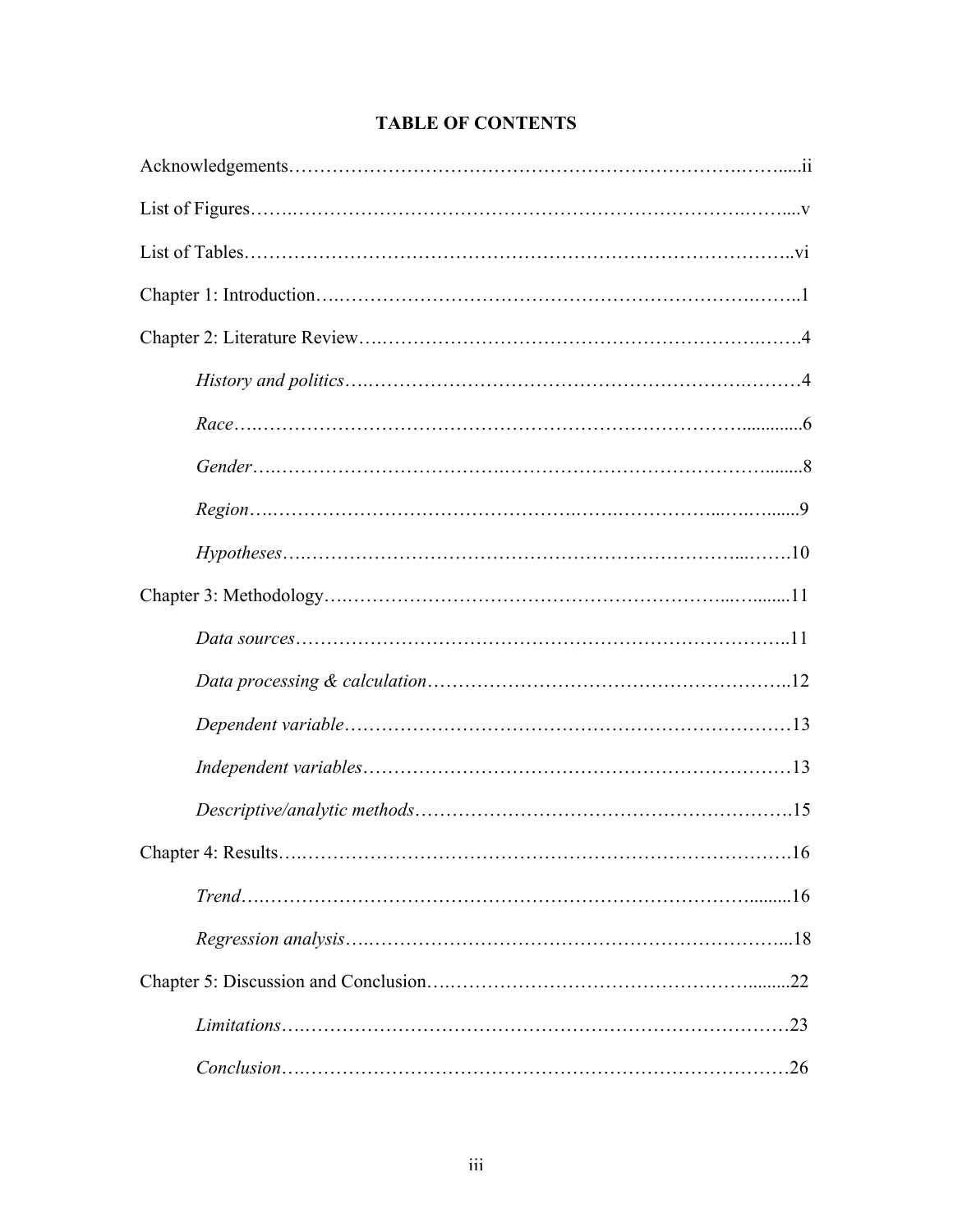# TABLE OF CONTENTS

Acknowledgements……………………………………………………………………ii

List of Figures……………………………………………………………………v

List of Tables……………………………………………………………………vi

Chapter 1: Introduction……………………………………………………………1

Chapter 2: Literature Review………………………………………………………4

*History and politics*……………………………………………………………4

*Race*……………………………………………………………………………6

*Gender*…………………………………………………………………………8

*Region*…………………………………………………………………………9

*Hypotheses*……………………………………………………………………10

Chapter 3: Methodology……………………………………………………………11

*Data sources*……………………………………………………………………11

*Data processing & calculation*…………………………………………………12

*Dependent variable*……………………………………………………………13

*Independent variables*…………………………………………………………13

*Descriptive/analytic methods*…………………………………………………15

Chapter 4: Results…………………………………………………………………16

*Trend*……………………………………………………………………………16

*Regression analysis*……………………………………………………………18

Chapter 5: Discussion and Conclusion……………………………………………22

*Limitations*……………………………………………………………………23

*Conclusion*……………………………………………………………………26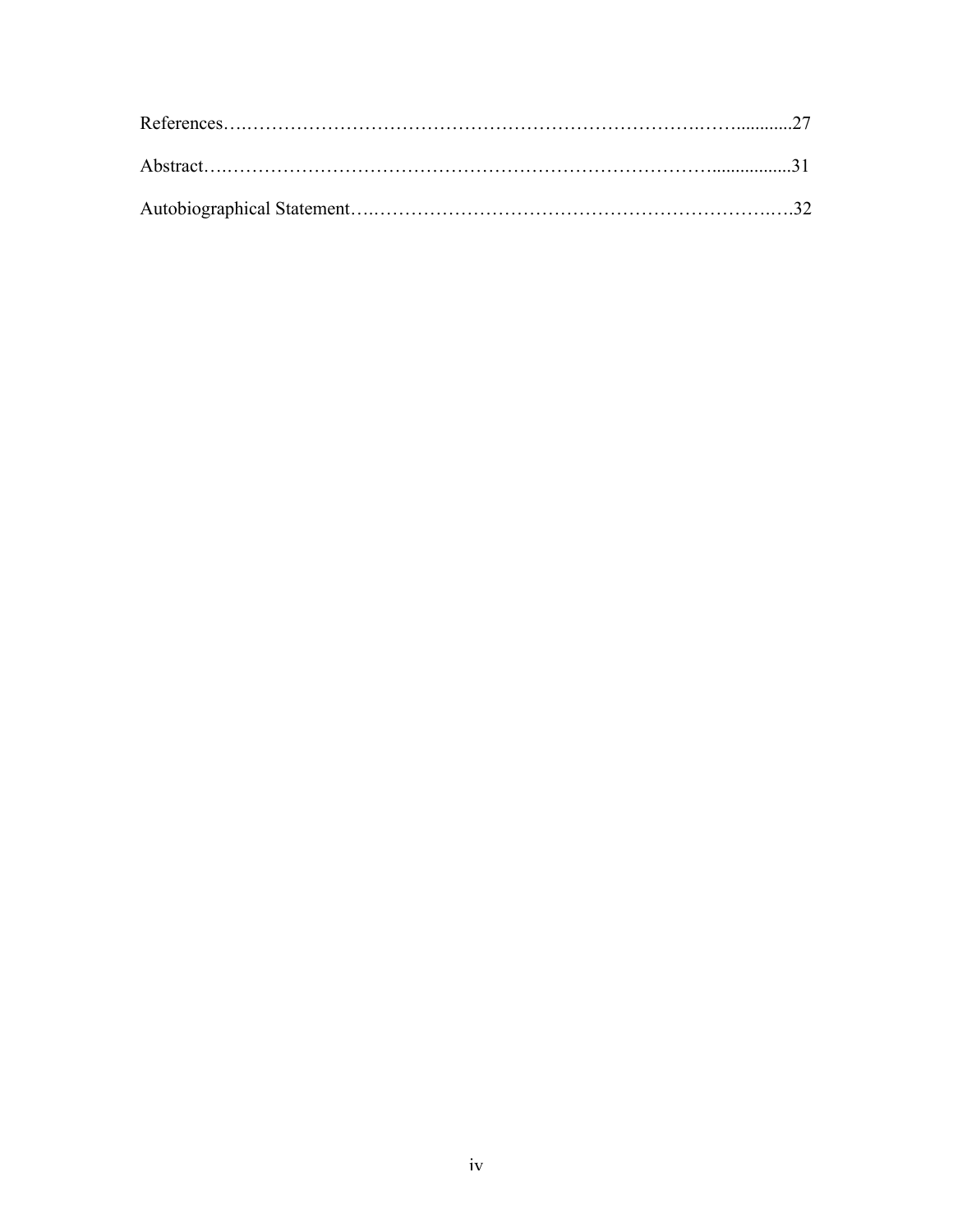References…………………………………………………………………….……...........27

Abstract…………………………………………………………………….................31

Autobiographical Statement…………………………………………………………….….32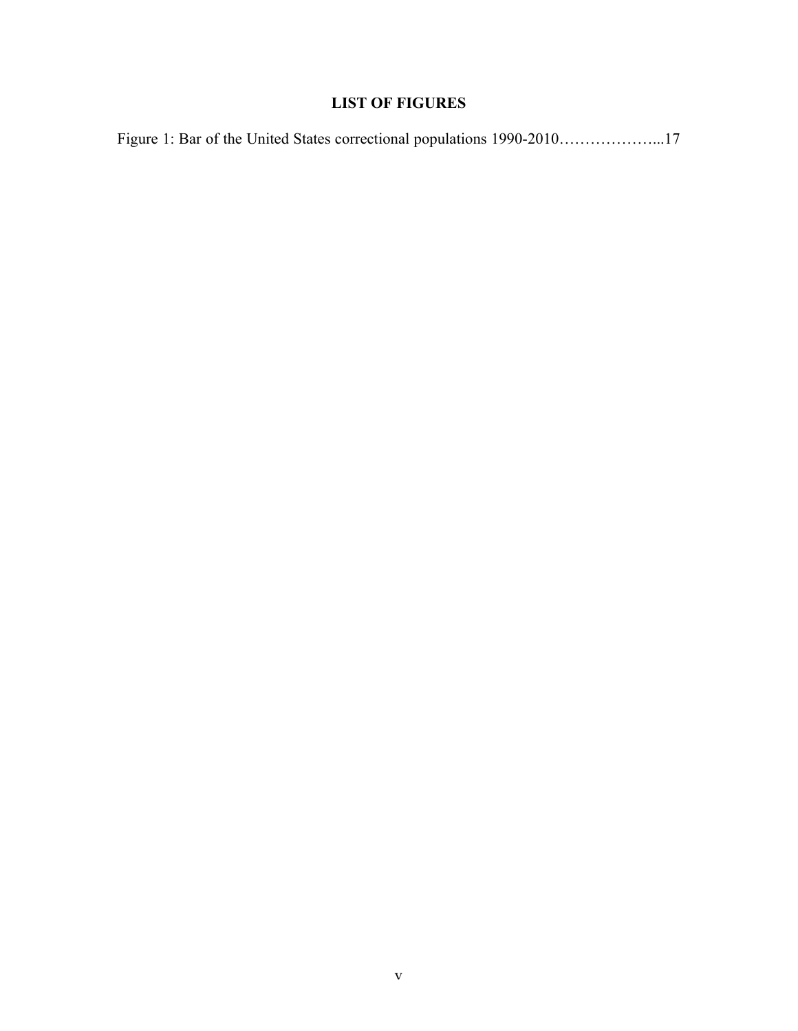# LIST OF FIGURES

Figure 1: Bar of the United States correctional populations 1990-2010………………...17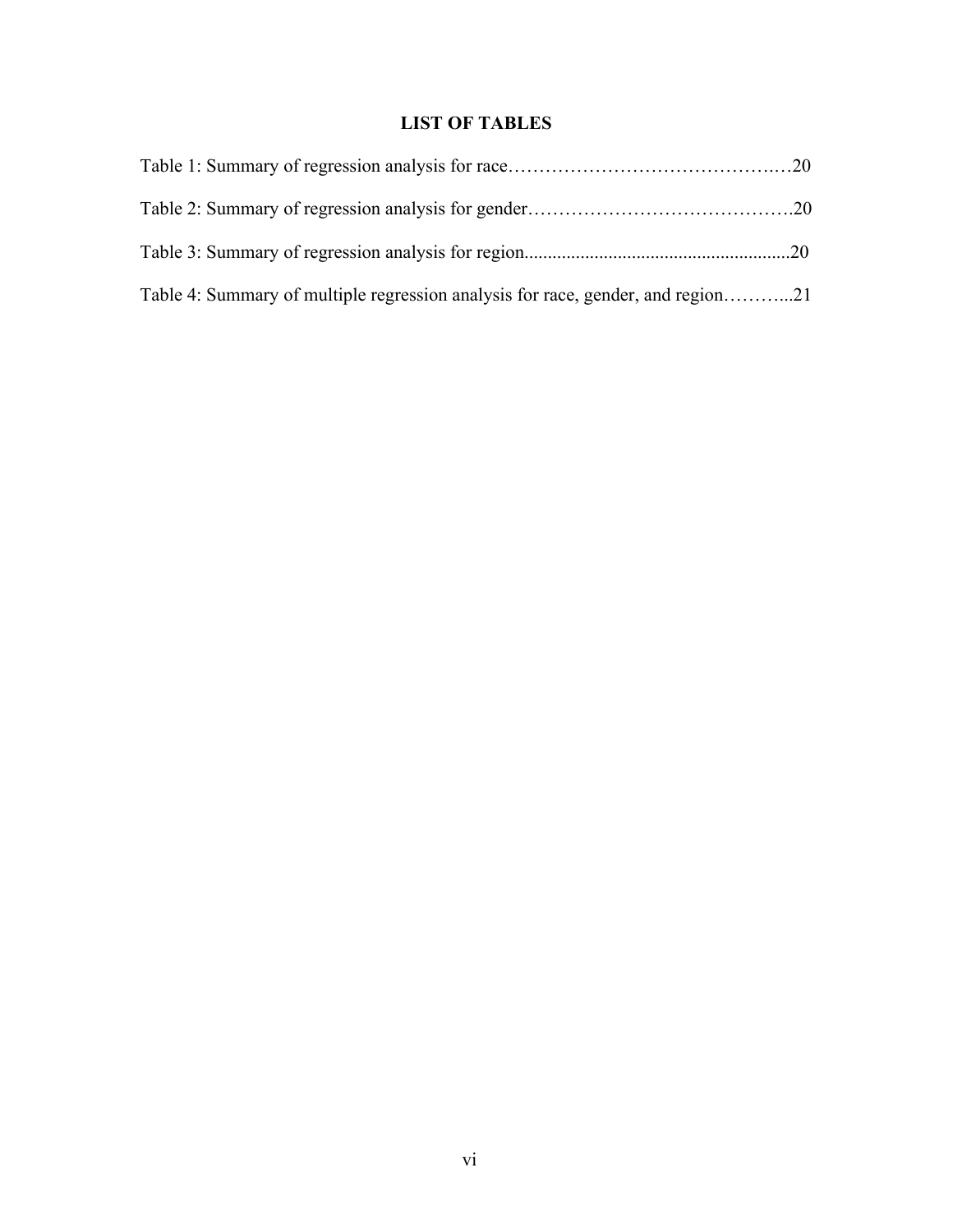## LIST OF TABLES

Table 1: Summary of regression analysis for race……………………………………..…20

Table 2: Summary of regression analysis for gender…………………………………….20

Table 3: Summary of regression analysis for region........................................................20

Table 4: Summary of multiple regression analysis for race, gender, and region………...21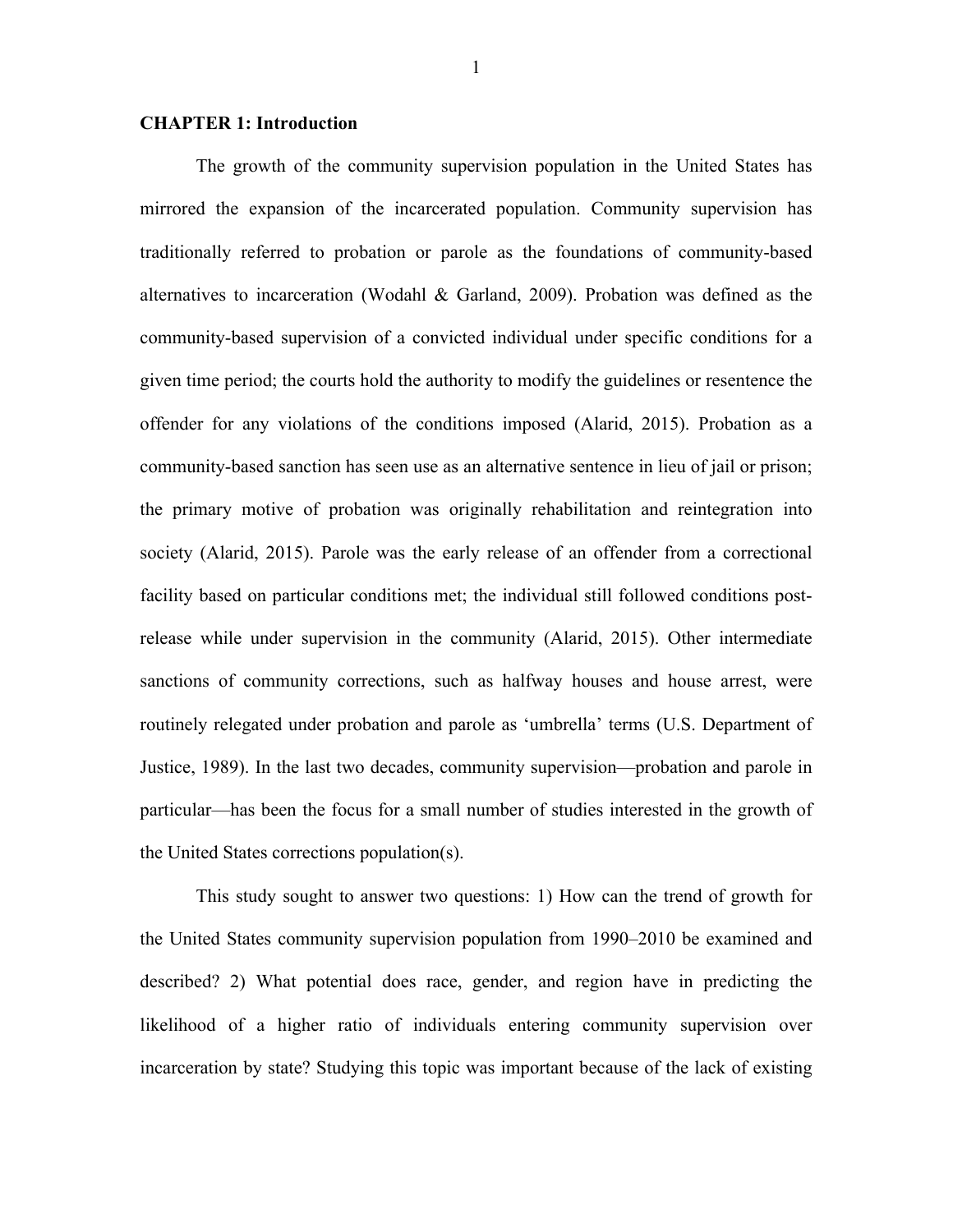## CHAPTER 1: Introduction

The growth of the community supervision population in the United States has mirrored the expansion of the incarcerated population. Community supervision has traditionally referred to probation or parole as the foundations of community-based alternatives to incarceration (Wodahl & Garland, 2009). Probation was defined as the community-based supervision of a convicted individual under specific conditions for a given time period; the courts hold the authority to modify the guidelines or resentence the offender for any violations of the conditions imposed (Alarid, 2015). Probation as a community-based sanction has seen use as an alternative sentence in lieu of jail or prison; the primary motive of probation was originally rehabilitation and reintegration into society (Alarid, 2015). Parole was the early release of an offender from a correctional facility based on particular conditions met; the individual still followed conditions post-release while under supervision in the community (Alarid, 2015). Other intermediate sanctions of community corrections, such as halfway houses and house arrest, were routinely relegated under probation and parole as 'umbrella' terms (U.S. Department of Justice, 1989). In the last two decades, community supervision—probation and parole in particular—has been the focus for a small number of studies interested in the growth of the United States corrections population(s).

This study sought to answer two questions: 1) How can the trend of growth for the United States community supervision population from 1990–2010 be examined and described? 2) What potential does race, gender, and region have in predicting the likelihood of a higher ratio of individuals entering community supervision over incarceration by state? Studying this topic was important because of the lack of existing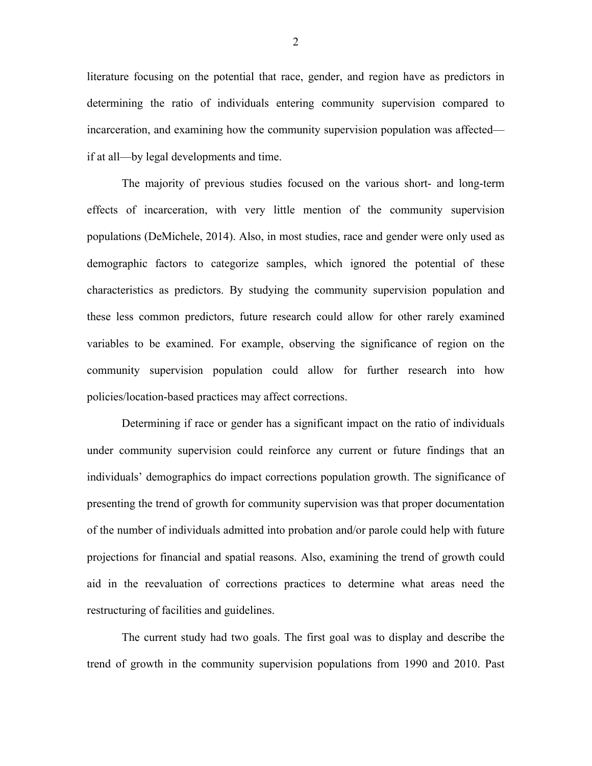literature focusing on the potential that race, gender, and region have as predictors in determining the ratio of individuals entering community supervision compared to incarceration, and examining how the community supervision population was affected—if at all—by legal developments and time.

The majority of previous studies focused on the various short- and long-term effects of incarceration, with very little mention of the community supervision populations (DeMichele, 2014). Also, in most studies, race and gender were only used as demographic factors to categorize samples, which ignored the potential of these characteristics as predictors. By studying the community supervision population and these less common predictors, future research could allow for other rarely examined variables to be examined. For example, observing the significance of region on the community supervision population could allow for further research into how policies/location-based practices may affect corrections.

Determining if race or gender has a significant impact on the ratio of individuals under community supervision could reinforce any current or future findings that an individuals' demographics do impact corrections population growth. The significance of presenting the trend of growth for community supervision was that proper documentation of the number of individuals admitted into probation and/or parole could help with future projections for financial and spatial reasons. Also, examining the trend of growth could aid in the reevaluation of corrections practices to determine what areas need the restructuring of facilities and guidelines.

The current study had two goals. The first goal was to display and describe the trend of growth in the community supervision populations from 1990 and 2010. Past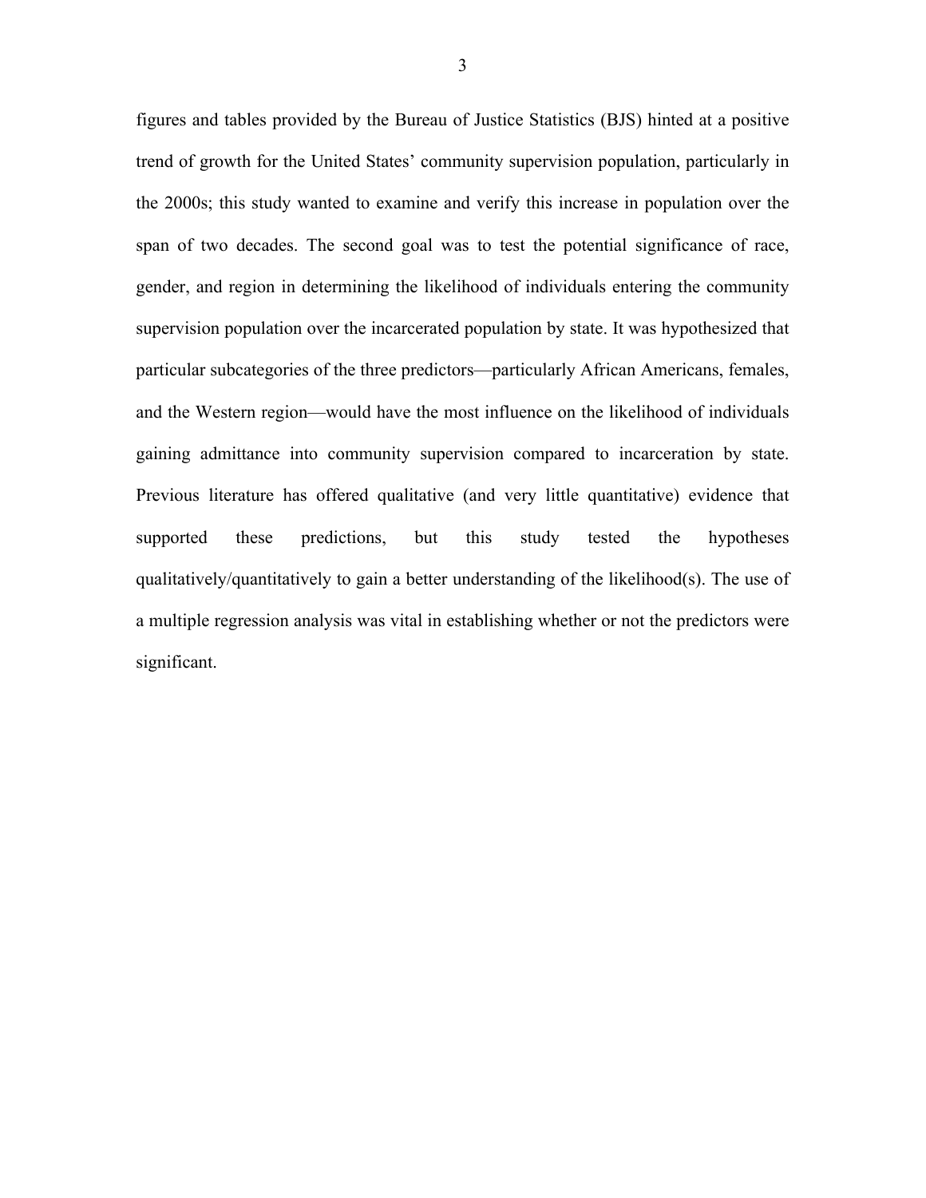figures and tables provided by the Bureau of Justice Statistics (BJS) hinted at a positive trend of growth for the United States' community supervision population, particularly in the 2000s; this study wanted to examine and verify this increase in population over the span of two decades. The second goal was to test the potential significance of race, gender, and region in determining the likelihood of individuals entering the community supervision population over the incarcerated population by state. It was hypothesized that particular subcategories of the three predictors—particularly African Americans, females, and the Western region—would have the most influence on the likelihood of individuals gaining admittance into community supervision compared to incarceration by state. Previous literature has offered qualitative (and very little quantitative) evidence that supported these predictions, but this study tested the hypotheses qualitatively/quantitatively to gain a better understanding of the likelihood(s). The use of a multiple regression analysis was vital in establishing whether or not the predictors were significant.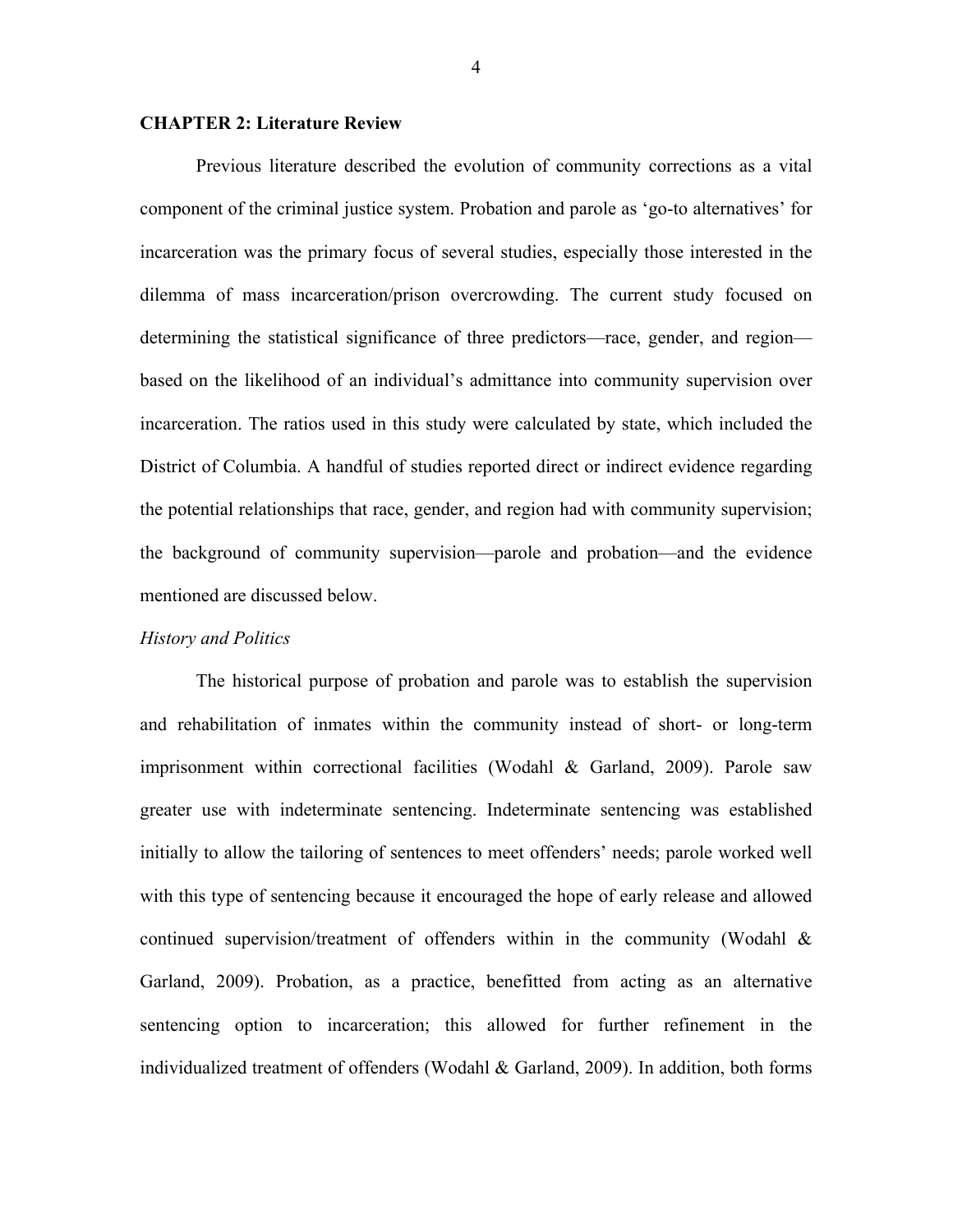**CHAPTER 2: Literature Review**

Previous literature described the evolution of community corrections as a vital component of the criminal justice system. Probation and parole as 'go-to alternatives' for incarceration was the primary focus of several studies, especially those interested in the dilemma of mass incarceration/prison overcrowding. The current study focused on determining the statistical significance of three predictors—race, gender, and region—based on the likelihood of an individual's admittance into community supervision over incarceration. The ratios used in this study were calculated by state, which included the District of Columbia. A handful of studies reported direct or indirect evidence regarding the potential relationships that race, gender, and region had with community supervision; the background of community supervision—parole and probation—and the evidence mentioned are discussed below.

*History and Politics*

The historical purpose of probation and parole was to establish the supervision and rehabilitation of inmates within the community instead of short- or long-term imprisonment within correctional facilities (Wodahl & Garland, 2009). Parole saw greater use with indeterminate sentencing. Indeterminate sentencing was established initially to allow the tailoring of sentences to meet offenders' needs; parole worked well with this type of sentencing because it encouraged the hope of early release and allowed continued supervision/treatment of offenders within in the community (Wodahl & Garland, 2009). Probation, as a practice, benefitted from acting as an alternative sentencing option to incarceration; this allowed for further refinement in the individualized treatment of offenders (Wodahl & Garland, 2009). In addition, both forms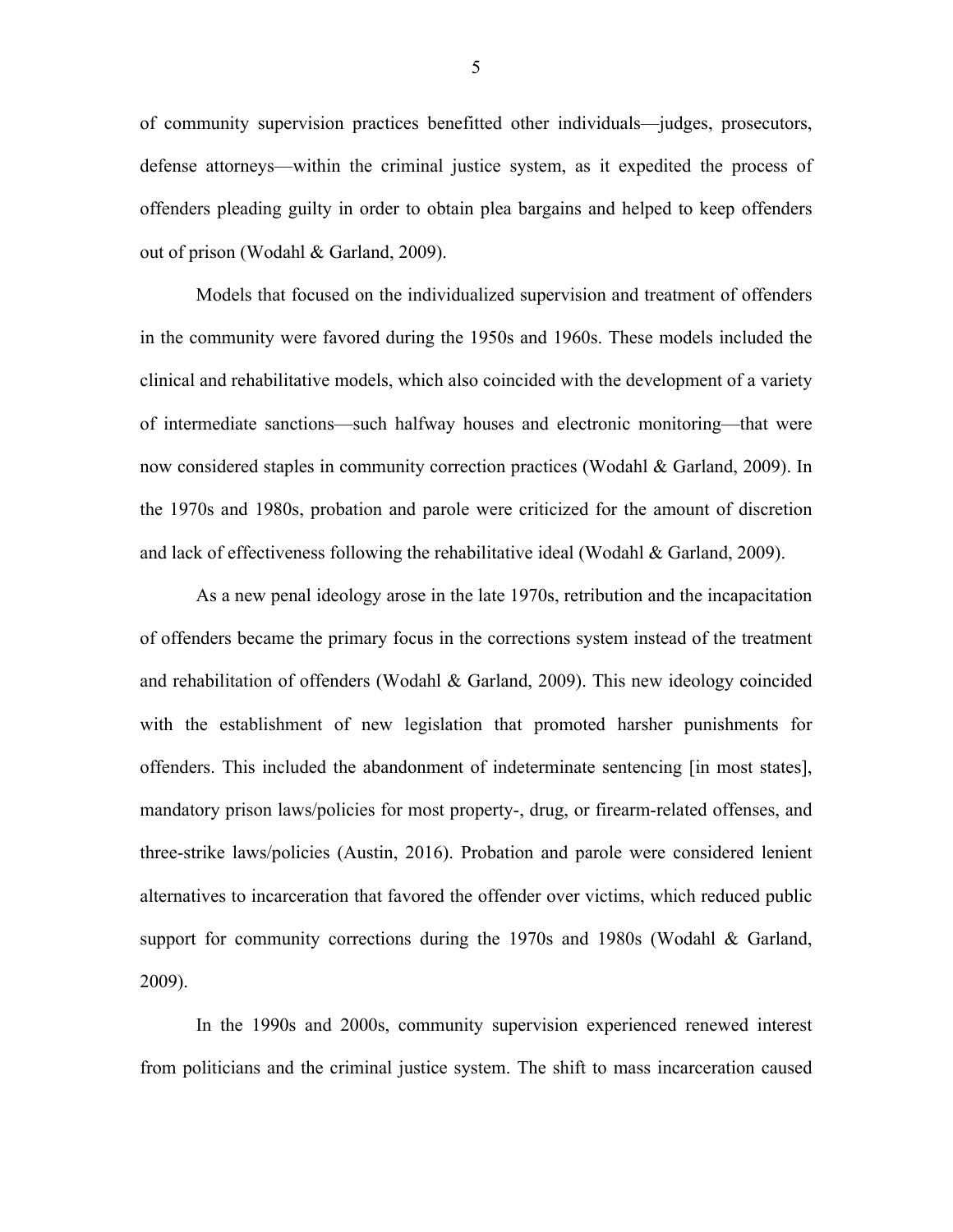of community supervision practices benefitted other individuals—judges, prosecutors, defense attorneys—within the criminal justice system, as it expedited the process of offenders pleading guilty in order to obtain plea bargains and helped to keep offenders out of prison (Wodahl & Garland, 2009).

Models that focused on the individualized supervision and treatment of offenders in the community were favored during the 1950s and 1960s. These models included the clinical and rehabilitative models, which also coincided with the development of a variety of intermediate sanctions—such halfway houses and electronic monitoring—that were now considered staples in community correction practices (Wodahl & Garland, 2009). In the 1970s and 1980s, probation and parole were criticized for the amount of discretion and lack of effectiveness following the rehabilitative ideal (Wodahl & Garland, 2009).

As a new penal ideology arose in the late 1970s, retribution and the incapacitation of offenders became the primary focus in the corrections system instead of the treatment and rehabilitation of offenders (Wodahl & Garland, 2009). This new ideology coincided with the establishment of new legislation that promoted harsher punishments for offenders. This included the abandonment of indeterminate sentencing [in most states], mandatory prison laws/policies for most property-, drug, or firearm-related offenses, and three-strike laws/policies (Austin, 2016). Probation and parole were considered lenient alternatives to incarceration that favored the offender over victims, which reduced public support for community corrections during the 1970s and 1980s (Wodahl & Garland, 2009).

In the 1990s and 2000s, community supervision experienced renewed interest from politicians and the criminal justice system. The shift to mass incarceration caused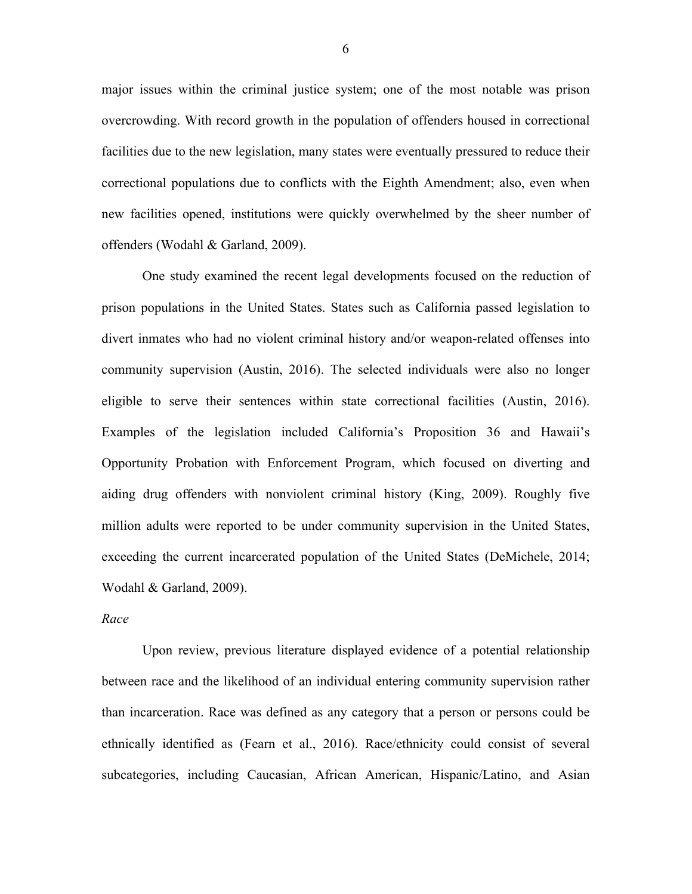major issues within the criminal justice system; one of the most notable was prison overcrowding. With record growth in the population of offenders housed in correctional facilities due to the new legislation, many states were eventually pressured to reduce their correctional populations due to conflicts with the Eighth Amendment; also, even when new facilities opened, institutions were quickly overwhelmed by the sheer number of offenders (Wodahl & Garland, 2009).

One study examined the recent legal developments focused on the reduction of prison populations in the United States. States such as California passed legislation to divert inmates who had no violent criminal history and/or weapon-related offenses into community supervision (Austin, 2016). The selected individuals were also no longer eligible to serve their sentences within state correctional facilities (Austin, 2016). Examples of the legislation included California's Proposition 36 and Hawaii's Opportunity Probation with Enforcement Program, which focused on diverting and aiding drug offenders with nonviolent criminal history (King, 2009). Roughly five million adults were reported to be under community supervision in the United States, exceeding the current incarcerated population of the United States (DeMichele, 2014; Wodahl & Garland, 2009).

*Race*

Upon review, previous literature displayed evidence of a potential relationship between race and the likelihood of an individual entering community supervision rather than incarceration. Race was defined as any category that a person or persons could be ethnically identified as (Fearn et al., 2016). Race/ethnicity could consist of several subcategories, including Caucasian, African American, Hispanic/Latino, and Asian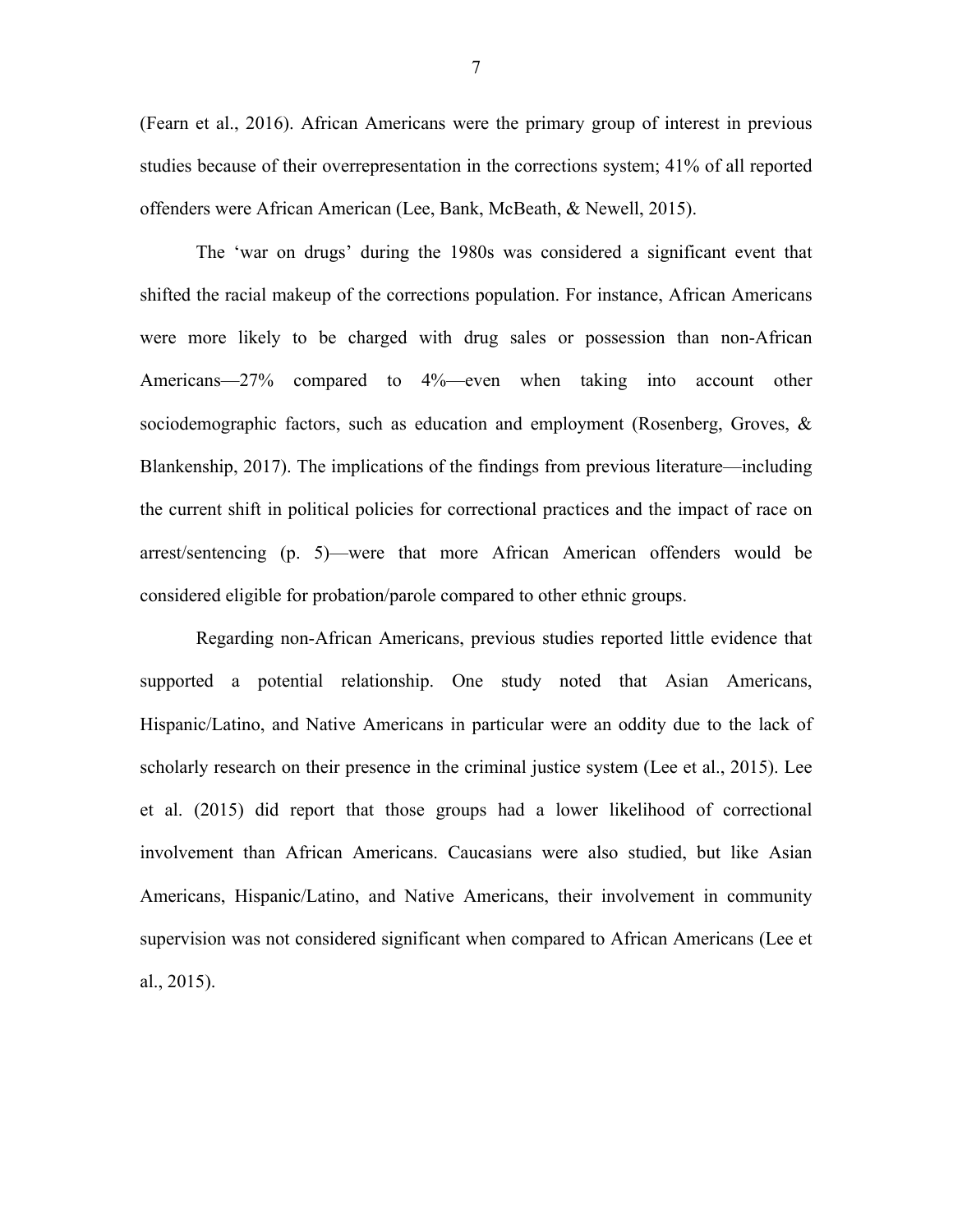(Fearn et al., 2016). African Americans were the primary group of interest in previous studies because of their overrepresentation in the corrections system; 41% of all reported offenders were African American (Lee, Bank, McBeath, & Newell, 2015).

The 'war on drugs' during the 1980s was considered a significant event that shifted the racial makeup of the corrections population. For instance, African Americans were more likely to be charged with drug sales or possession than non-African Americans—27% compared to 4%—even when taking into account other sociodemographic factors, such as education and employment (Rosenberg, Groves, & Blankenship, 2017). The implications of the findings from previous literature—including the current shift in political policies for correctional practices and the impact of race on arrest/sentencing (p. 5)—were that more African American offenders would be considered eligible for probation/parole compared to other ethnic groups.

Regarding non-African Americans, previous studies reported little evidence that supported a potential relationship. One study noted that Asian Americans, Hispanic/Latino, and Native Americans in particular were an oddity due to the lack of scholarly research on their presence in the criminal justice system (Lee et al., 2015). Lee et al. (2015) did report that those groups had a lower likelihood of correctional involvement than African Americans. Caucasians were also studied, but like Asian Americans, Hispanic/Latino, and Native Americans, their involvement in community supervision was not considered significant when compared to African Americans (Lee et al., 2015).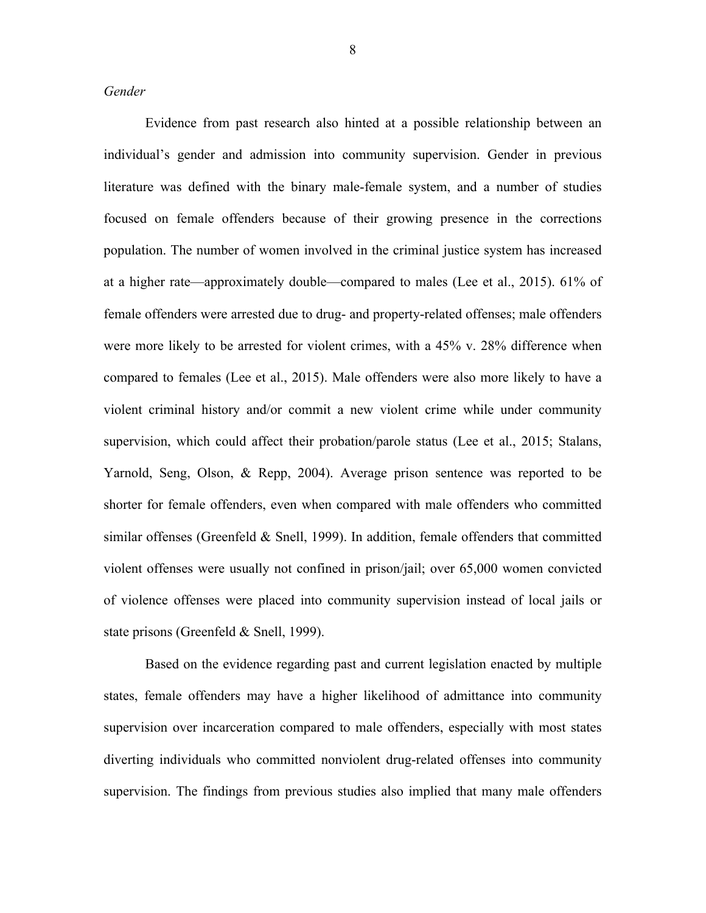*Gender*

Evidence from past research also hinted at a possible relationship between an individual's gender and admission into community supervision. Gender in previous literature was defined with the binary male-female system, and a number of studies focused on female offenders because of their growing presence in the corrections population. The number of women involved in the criminal justice system has increased at a higher rate—approximately double—compared to males (Lee et al., 2015). 61% of female offenders were arrested due to drug- and property-related offenses; male offenders were more likely to be arrested for violent crimes, with a 45% v. 28% difference when compared to females (Lee et al., 2015). Male offenders were also more likely to have a violent criminal history and/or commit a new violent crime while under community supervision, which could affect their probation/parole status (Lee et al., 2015; Stalans, Yarnold, Seng, Olson, & Repp, 2004). Average prison sentence was reported to be shorter for female offenders, even when compared with male offenders who committed similar offenses (Greenfeld & Snell, 1999). In addition, female offenders that committed violent offenses were usually not confined in prison/jail; over 65,000 women convicted of violence offenses were placed into community supervision instead of local jails or state prisons (Greenfeld & Snell, 1999).

Based on the evidence regarding past and current legislation enacted by multiple states, female offenders may have a higher likelihood of admittance into community supervision over incarceration compared to male offenders, especially with most states diverting individuals who committed nonviolent drug-related offenses into community supervision. The findings from previous studies also implied that many male offenders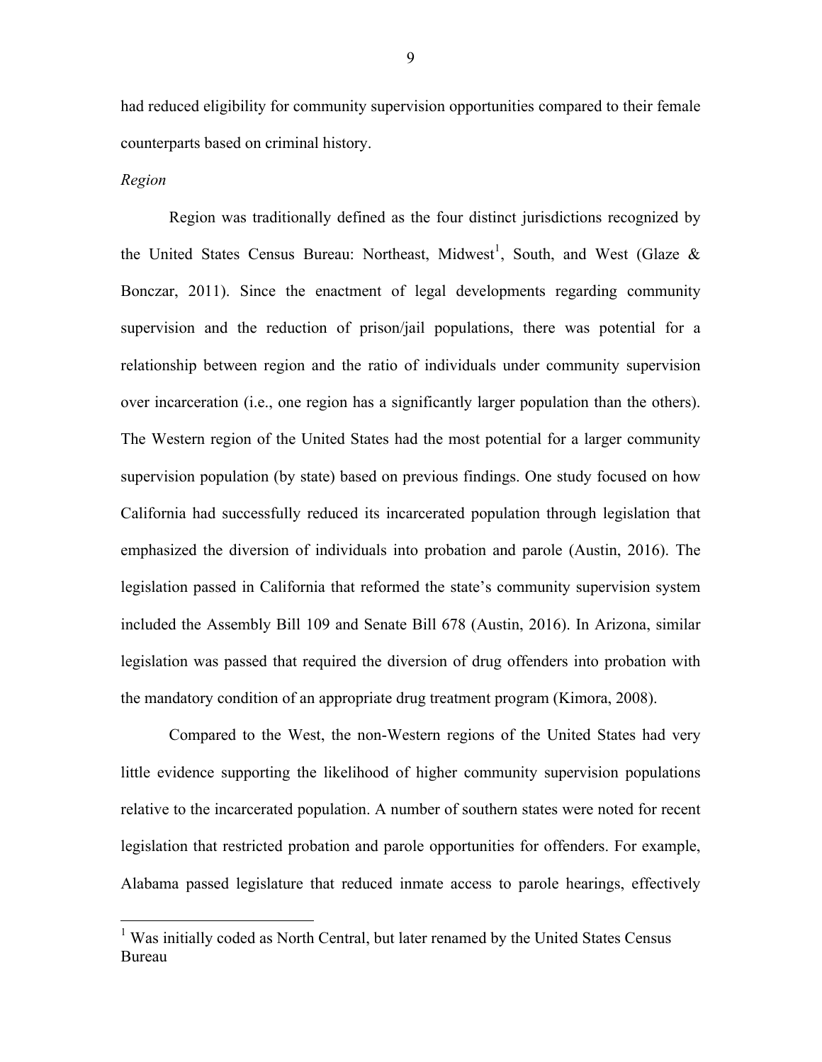had reduced eligibility for community supervision opportunities compared to their female counterparts based on criminal history.

*Region*

Region was traditionally defined as the four distinct jurisdictions recognized by the United States Census Bureau: Northeast, Midwest[1], South, and West (Glaze & Bonczar, 2011). Since the enactment of legal developments regarding community supervision and the reduction of prison/jail populations, there was potential for a relationship between region and the ratio of individuals under community supervision over incarceration (i.e., one region has a significantly larger population than the others). The Western region of the United States had the most potential for a larger community supervision population (by state) based on previous findings. One study focused on how California had successfully reduced its incarcerated population through legislation that emphasized the diversion of individuals into probation and parole (Austin, 2016). The legislation passed in California that reformed the state's community supervision system included the Assembly Bill 109 and Senate Bill 678 (Austin, 2016). In Arizona, similar legislation was passed that required the diversion of drug offenders into probation with the mandatory condition of an appropriate drug treatment program (Kimora, 2008).

Compared to the West, the non-Western regions of the United States had very little evidence supporting the likelihood of higher community supervision populations relative to the incarcerated population. A number of southern states were noted for recent legislation that restricted probation and parole opportunities for offenders. For example, Alabama passed legislature that reduced inmate access to parole hearings, effectively

[1] Was initially coded as North Central, but later renamed by the United States Census Bureau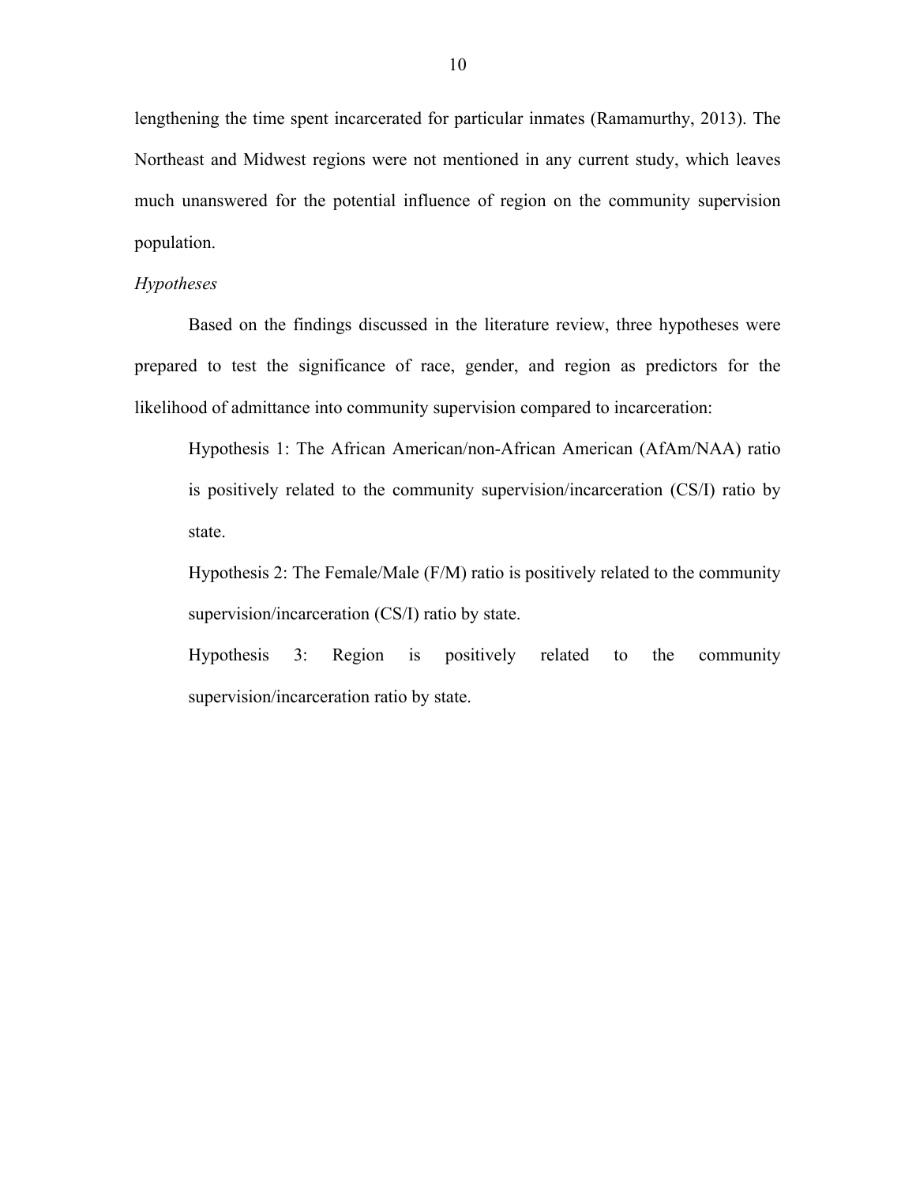lengthening the time spent incarcerated for particular inmates (Ramamurthy, 2013). The Northeast and Midwest regions were not mentioned in any current study, which leaves much unanswered for the potential influence of region on the community supervision population.

### *Hypotheses*

Based on the findings discussed in the literature review, three hypotheses were prepared to test the significance of race, gender, and region as predictors for the likelihood of admittance into community supervision compared to incarceration:

> Hypothesis 1: The African American/non-African American (AfAm/NAA) ratio is positively related to the community supervision/incarceration (CS/I) ratio by state.
>
> Hypothesis 2: The Female/Male (F/M) ratio is positively related to the community supervision/incarceration (CS/I) ratio by state.
>
> Hypothesis 3: Region is positively related to the community supervision/incarceration ratio by state.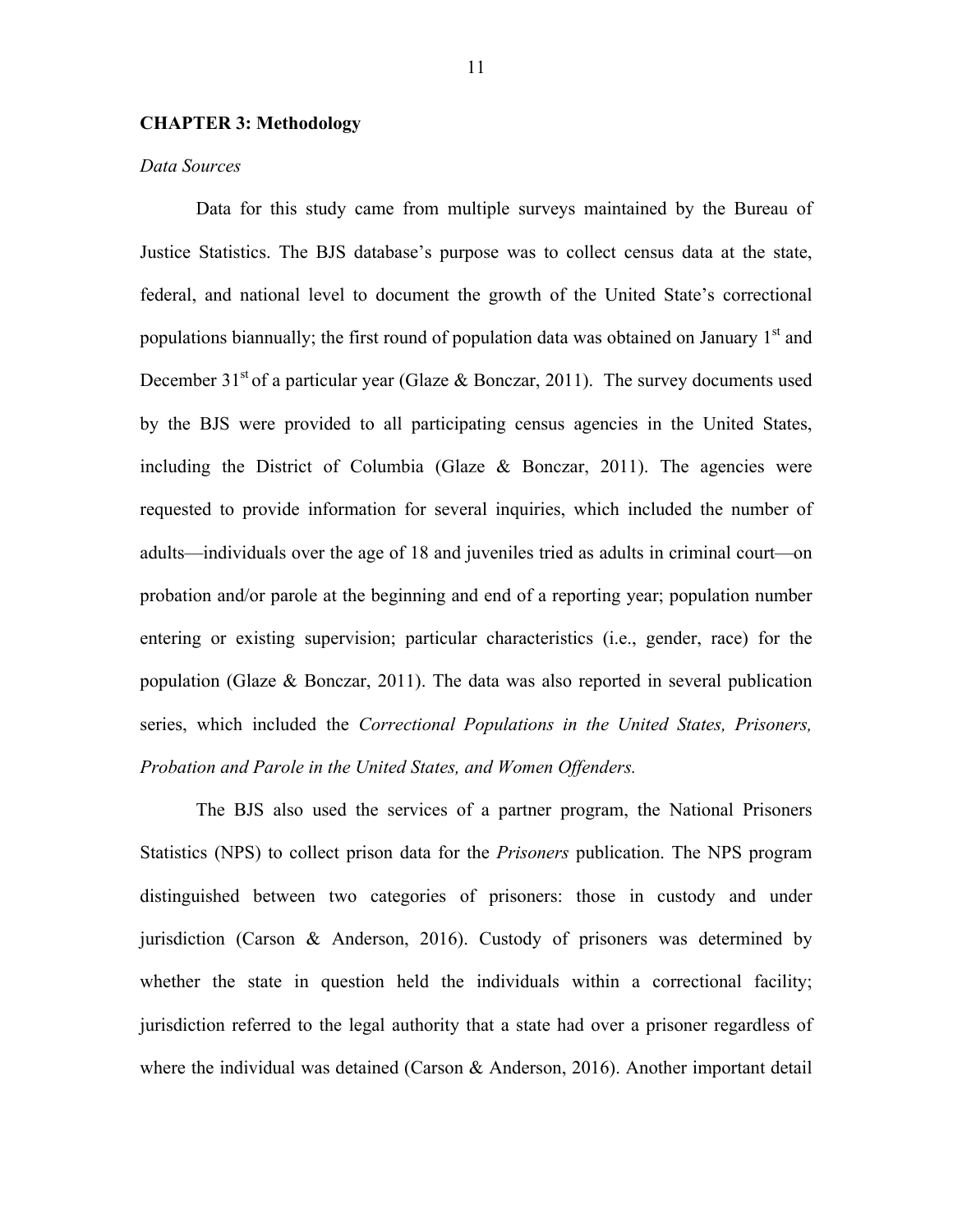**CHAPTER 3: Methodology**

*Data Sources*

Data for this study came from multiple surveys maintained by the Bureau of Justice Statistics. The BJS database's purpose was to collect census data at the state, federal, and national level to document the growth of the United State's correctional populations biannually; the first round of population data was obtained on January 1st and December 31st of a particular year (Glaze & Bonczar, 2011). The survey documents used by the BJS were provided to all participating census agencies in the United States, including the District of Columbia (Glaze & Bonczar, 2011). The agencies were requested to provide information for several inquiries, which included the number of adults—individuals over the age of 18 and juveniles tried as adults in criminal court—on probation and/or parole at the beginning and end of a reporting year; population number entering or existing supervision; particular characteristics (i.e., gender, race) for the population (Glaze & Bonczar, 2011). The data was also reported in several publication series, which included the *Correctional Populations in the United States, Prisoners, Probation and Parole in the United States, and Women Offenders.*

The BJS also used the services of a partner program, the National Prisoners Statistics (NPS) to collect prison data for the *Prisoners* publication. The NPS program distinguished between two categories of prisoners: those in custody and under jurisdiction (Carson & Anderson, 2016). Custody of prisoners was determined by whether the state in question held the individuals within a correctional facility; jurisdiction referred to the legal authority that a state had over a prisoner regardless of where the individual was detained (Carson & Anderson, 2016). Another important detail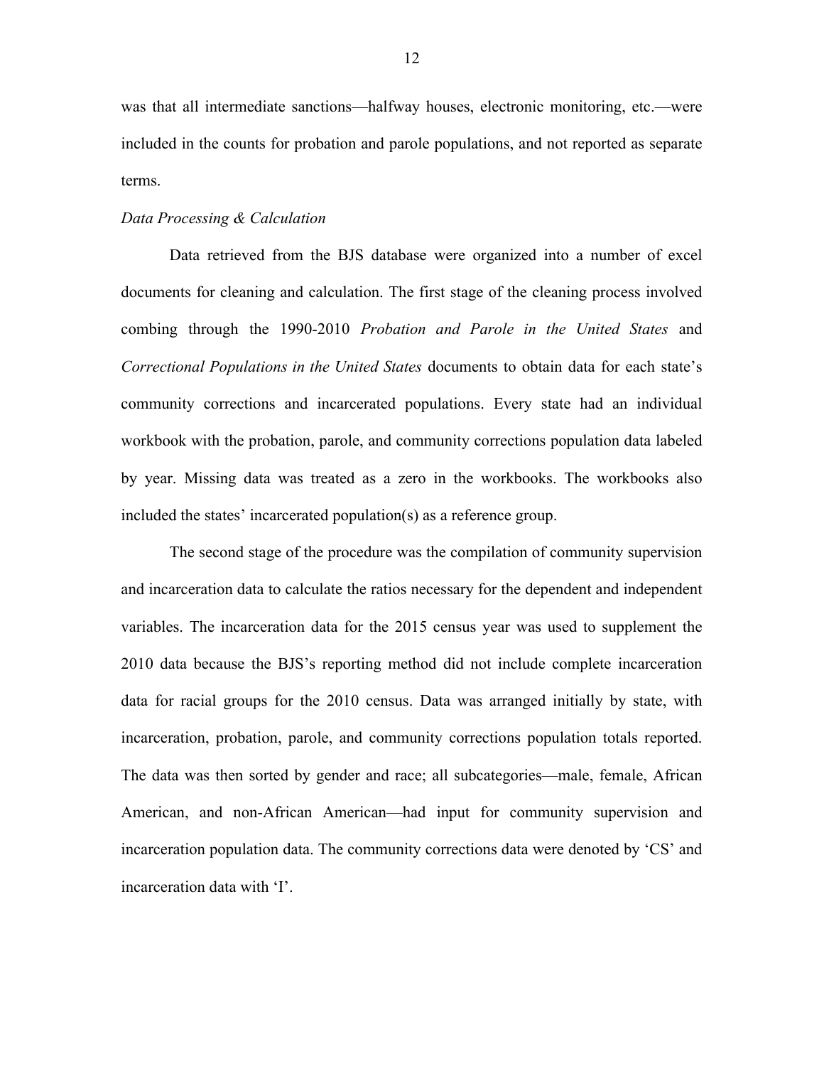was that all intermediate sanctions—halfway houses, electronic monitoring, etc.—were included in the counts for probation and parole populations, and not reported as separate terms.

*Data Processing & Calculation*

Data retrieved from the BJS database were organized into a number of excel documents for cleaning and calculation. The first stage of the cleaning process involved combing through the 1990-2010 *Probation and Parole in the United States* and *Correctional Populations in the United States* documents to obtain data for each state's community corrections and incarcerated populations. Every state had an individual workbook with the probation, parole, and community corrections population data labeled by year. Missing data was treated as a zero in the workbooks. The workbooks also included the states' incarcerated population(s) as a reference group.

The second stage of the procedure was the compilation of community supervision and incarceration data to calculate the ratios necessary for the dependent and independent variables. The incarceration data for the 2015 census year was used to supplement the 2010 data because the BJS's reporting method did not include complete incarceration data for racial groups for the 2010 census. Data was arranged initially by state, with incarceration, probation, parole, and community corrections population totals reported. The data was then sorted by gender and race; all subcategories—male, female, African American, and non-African American—had input for community supervision and incarceration population data. The community corrections data were denoted by 'CS' and incarceration data with 'I'.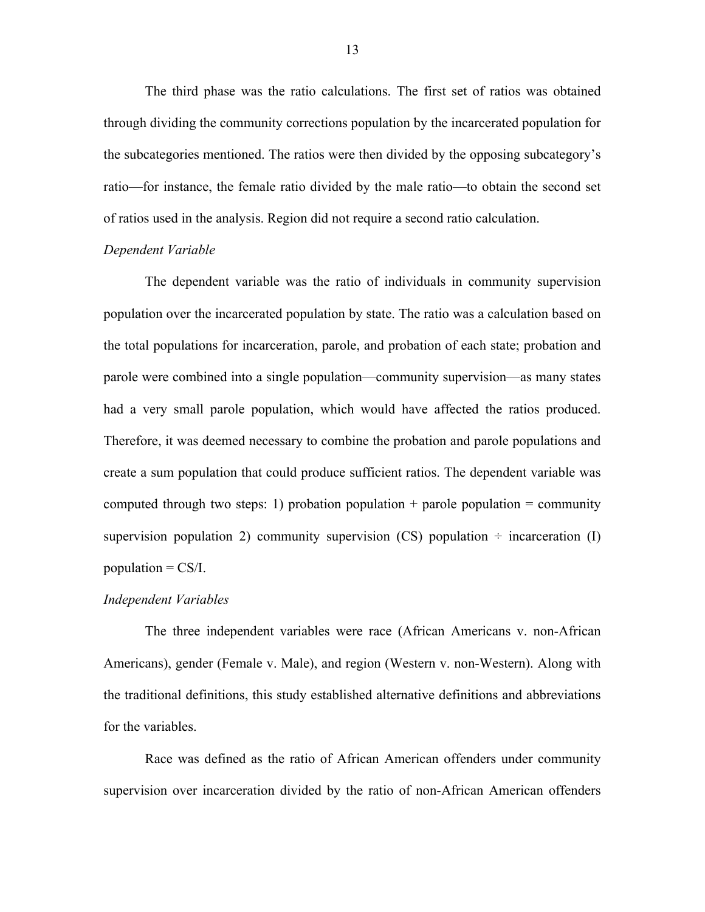The third phase was the ratio calculations. The first set of ratios was obtained through dividing the community corrections population by the incarcerated population for the subcategories mentioned. The ratios were then divided by the opposing subcategory's ratio—for instance, the female ratio divided by the male ratio—to obtain the second set of ratios used in the analysis. Region did not require a second ratio calculation.

*Dependent Variable*

The dependent variable was the ratio of individuals in community supervision population over the incarcerated population by state. The ratio was a calculation based on the total populations for incarceration, parole, and probation of each state; probation and parole were combined into a single population—community supervision—as many states had a very small parole population, which would have affected the ratios produced. Therefore, it was deemed necessary to combine the probation and parole populations and create a sum population that could produce sufficient ratios. The dependent variable was computed through two steps: 1) probation population + parole population = community supervision population 2) community supervision (CS) population ÷ incarceration (I) population = CS/I.

*Independent Variables*

The three independent variables were race (African Americans v. non-African Americans), gender (Female v. Male), and region (Western v. non-Western). Along with the traditional definitions, this study established alternative definitions and abbreviations for the variables.

Race was defined as the ratio of African American offenders under community supervision over incarceration divided by the ratio of non-African American offenders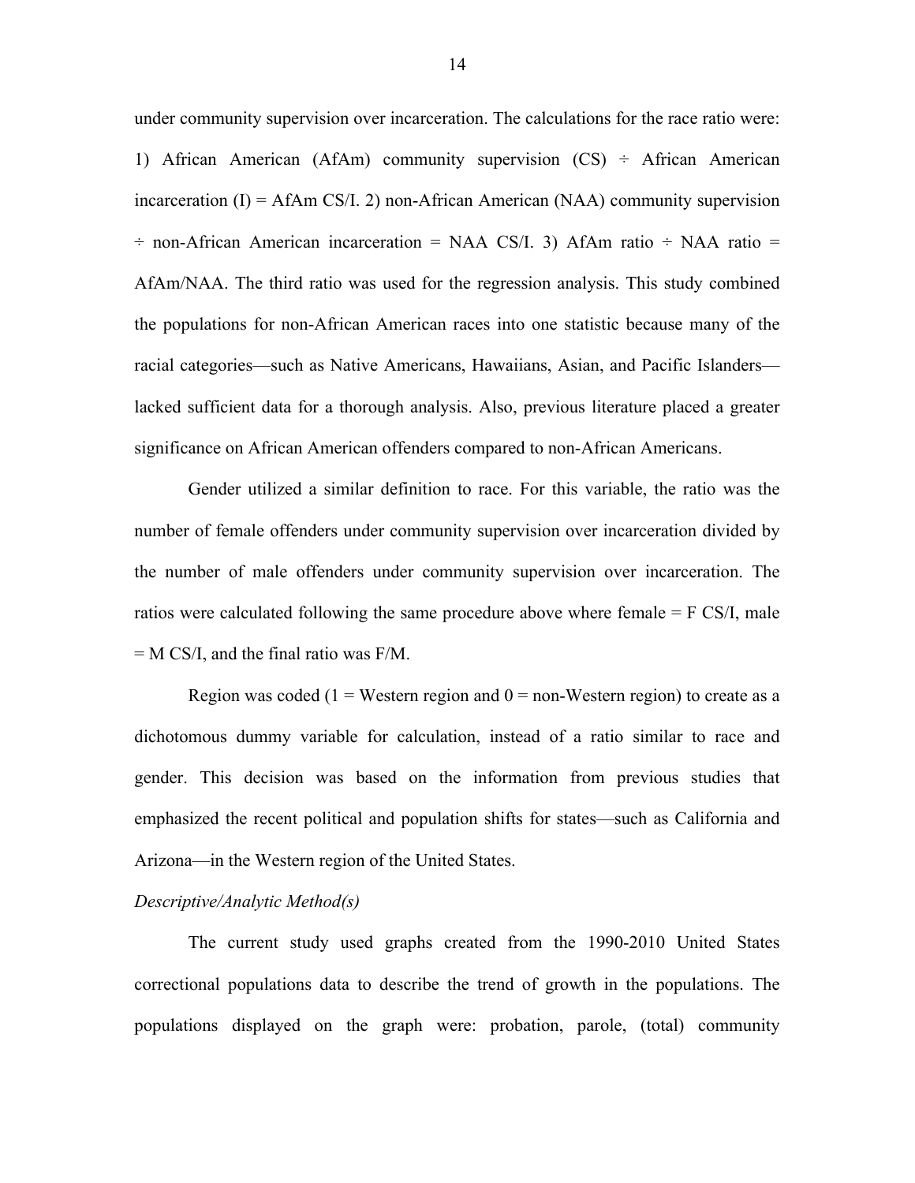under community supervision over incarceration. The calculations for the race ratio were: 1) African American (AfAm) community supervision (CS) ÷ African American incarceration (I) = AfAm CS/I. 2) non-African American (NAA) community supervision ÷ non-African American incarceration = NAA CS/I. 3) AfAm ratio ÷ NAA ratio = AfAm/NAA. The third ratio was used for the regression analysis. This study combined the populations for non-African American races into one statistic because many of the racial categories—such as Native Americans, Hawaiians, Asian, and Pacific Islanders—lacked sufficient data for a thorough analysis. Also, previous literature placed a greater significance on African American offenders compared to non-African Americans.

Gender utilized a similar definition to race. For this variable, the ratio was the number of female offenders under community supervision over incarceration divided by the number of male offenders under community supervision over incarceration. The ratios were calculated following the same procedure above where female = F CS/I, male = M CS/I, and the final ratio was F/M.

Region was coded (1 = Western region and 0 = non-Western region) to create as a dichotomous dummy variable for calculation, instead of a ratio similar to race and gender. This decision was based on the information from previous studies that emphasized the recent political and population shifts for states—such as California and Arizona—in the Western region of the United States.

*Descriptive/Analytic Method(s)*

The current study used graphs created from the 1990-2010 United States correctional populations data to describe the trend of growth in the populations. The populations displayed on the graph were: probation, parole, (total) community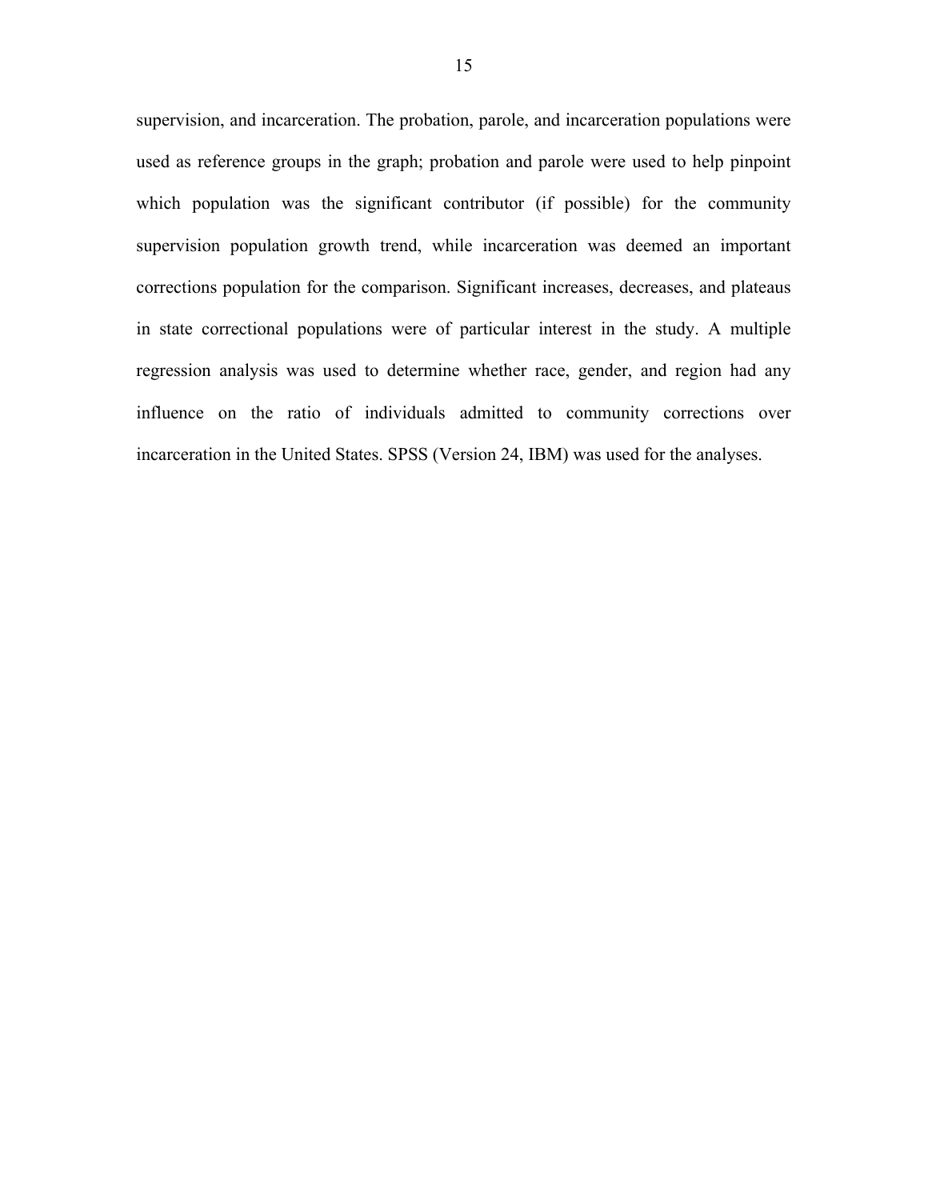supervision, and incarceration. The probation, parole, and incarceration populations were used as reference groups in the graph; probation and parole were used to help pinpoint which population was the significant contributor (if possible) for the community supervision population growth trend, while incarceration was deemed an important corrections population for the comparison. Significant increases, decreases, and plateaus in state correctional populations were of particular interest in the study. A multiple regression analysis was used to determine whether race, gender, and region had any influence on the ratio of individuals admitted to community corrections over incarceration in the United States. SPSS (Version 24, IBM) was used for the analyses.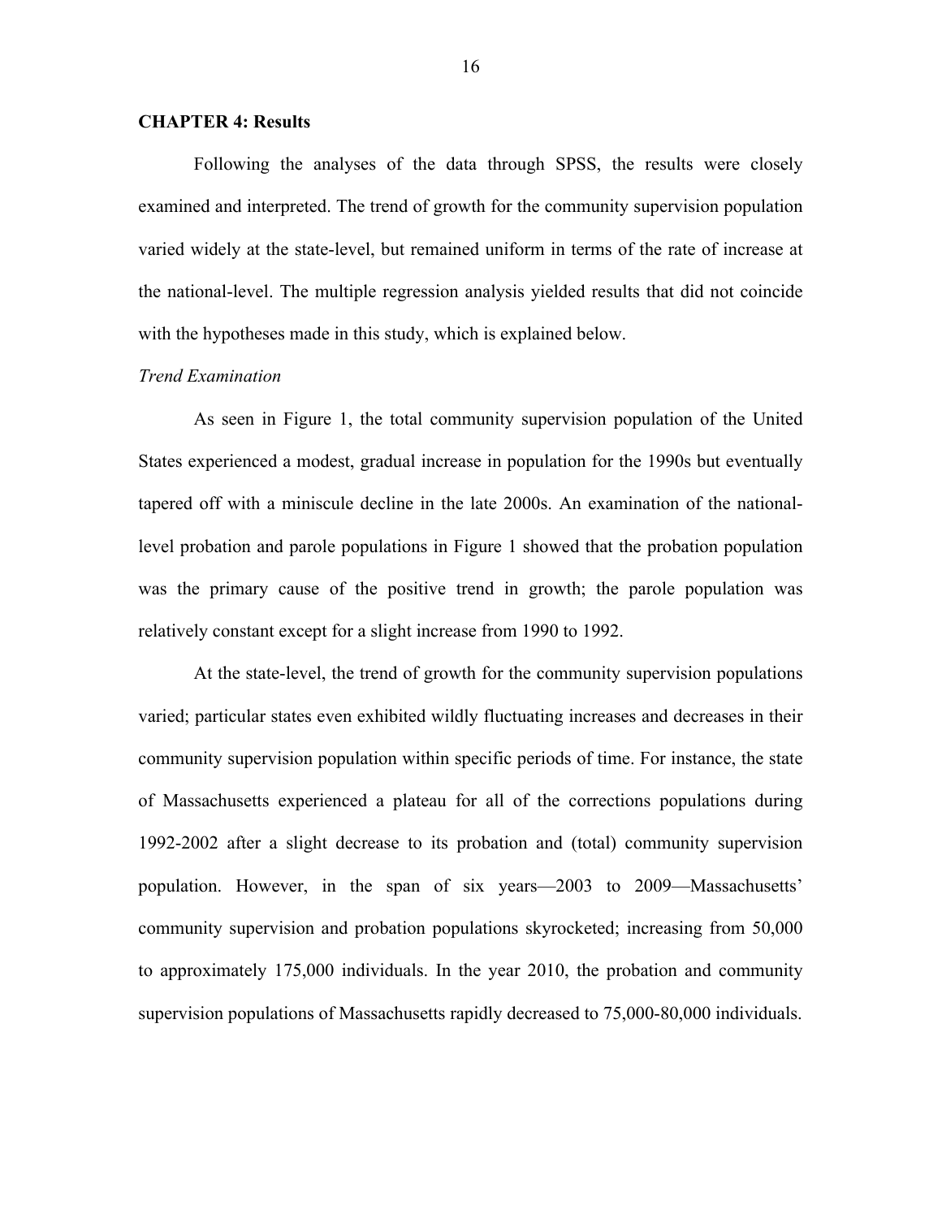## CHAPTER 4: Results

Following the analyses of the data through SPSS, the results were closely examined and interpreted. The trend of growth for the community supervision population varied widely at the state-level, but remained uniform in terms of the rate of increase at the national-level. The multiple regression analysis yielded results that did not coincide with the hypotheses made in this study, which is explained below.

*Trend Examination*

As seen in Figure 1, the total community supervision population of the United States experienced a modest, gradual increase in population for the 1990s but eventually tapered off with a miniscule decline in the late 2000s. An examination of the national-level probation and parole populations in Figure 1 showed that the probation population was the primary cause of the positive trend in growth; the parole population was relatively constant except for a slight increase from 1990 to 1992.

At the state-level, the trend of growth for the community supervision populations varied; particular states even exhibited wildly fluctuating increases and decreases in their community supervision population within specific periods of time. For instance, the state of Massachusetts experienced a plateau for all of the corrections populations during 1992-2002 after a slight decrease to its probation and (total) community supervision population. However, in the span of six years—2003 to 2009—Massachusetts' community supervision and probation populations skyrocketed; increasing from 50,000 to approximately 175,000 individuals. In the year 2010, the probation and community supervision populations of Massachusetts rapidly decreased to 75,000-80,000 individuals.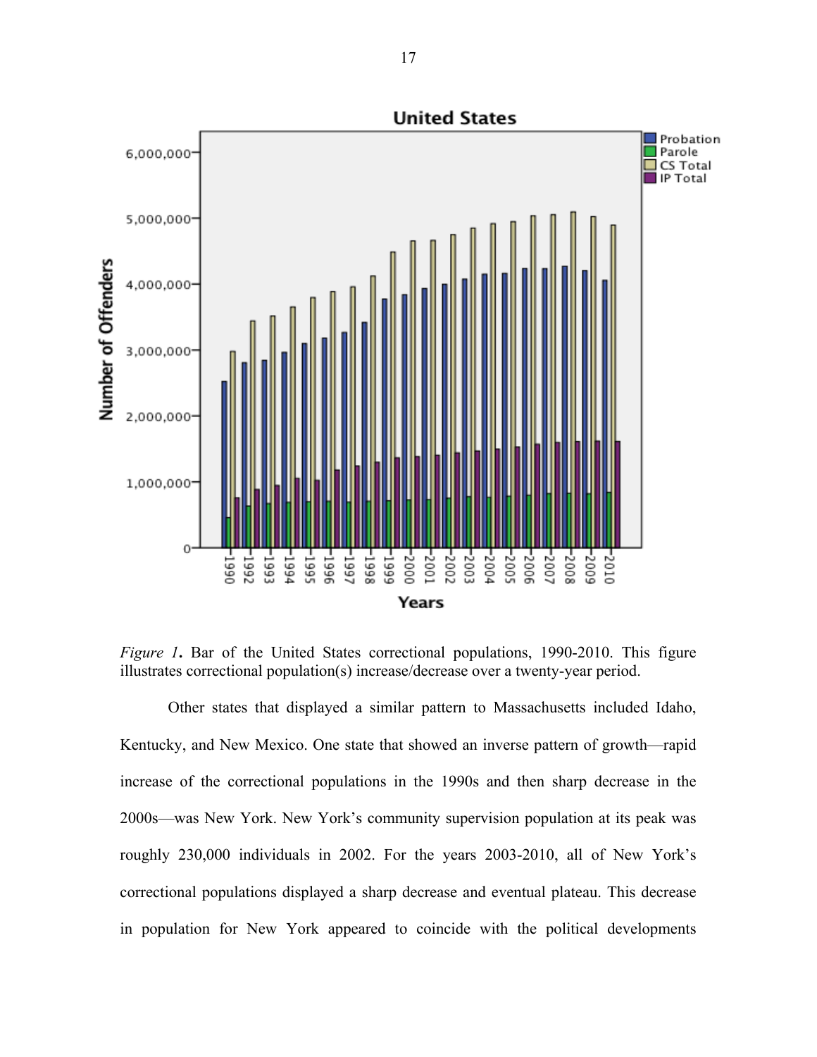*Figure 1***.** Bar of the United States correctional populations, 1990-2010. This figure illustrates correctional population(s) increase/decrease over a twenty-year period.

Other states that displayed a similar pattern to Massachusetts included Idaho, Kentucky, and New Mexico. One state that showed an inverse pattern of growth—rapid increase of the correctional populations in the 1990s and then sharp decrease in the 2000s—was New York. New York's community supervision population at its peak was roughly 230,000 individuals in 2002. For the years 2003-2010, all of New York's correctional populations displayed a sharp decrease and eventual plateau. This decrease in population for New York appeared to coincide with the political developments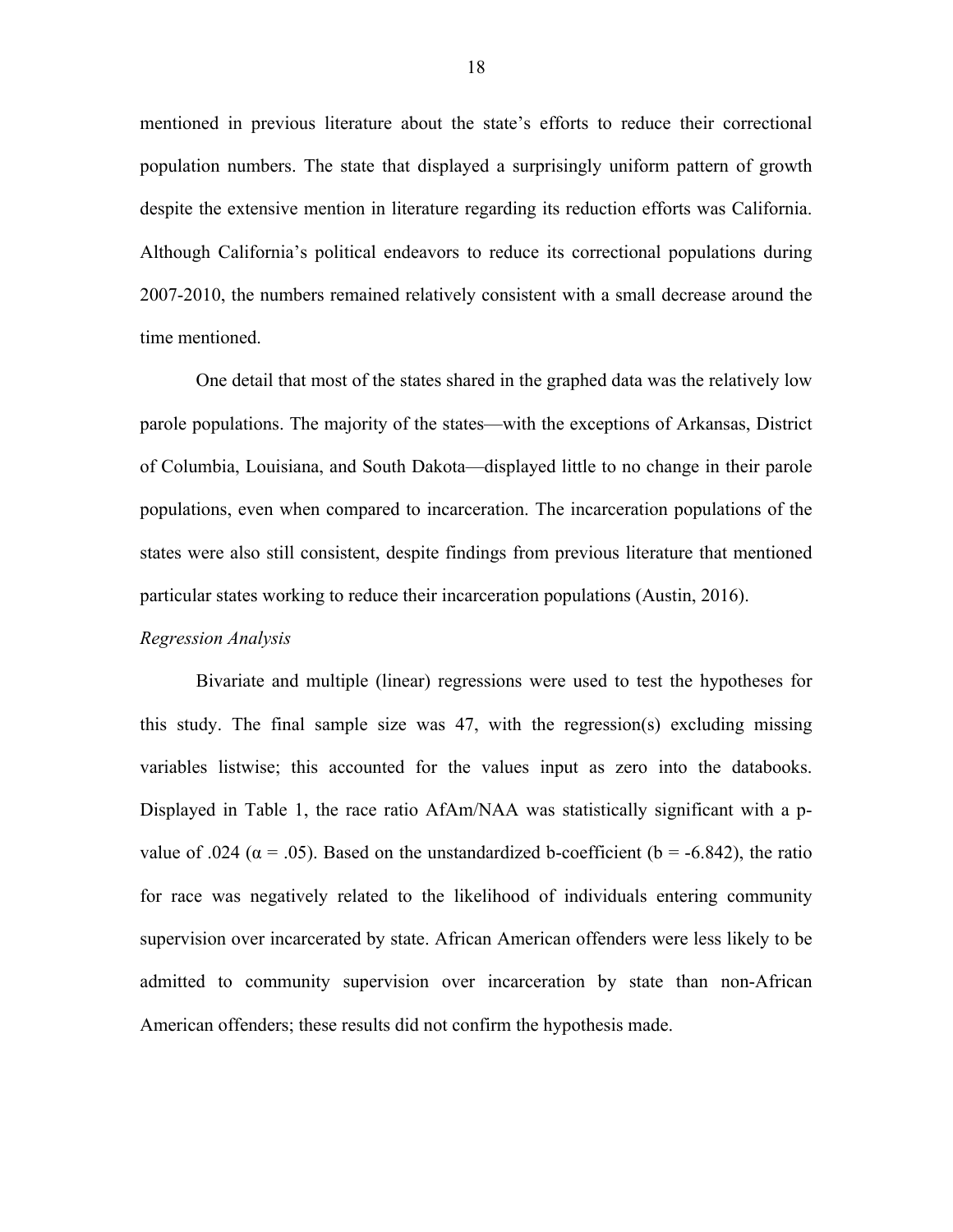mentioned in previous literature about the state's efforts to reduce their correctional population numbers. The state that displayed a surprisingly uniform pattern of growth despite the extensive mention in literature regarding its reduction efforts was California. Although California's political endeavors to reduce its correctional populations during 2007-2010, the numbers remained relatively consistent with a small decrease around the time mentioned.

One detail that most of the states shared in the graphed data was the relatively low parole populations. The majority of the states—with the exceptions of Arkansas, District of Columbia, Louisiana, and South Dakota—displayed little to no change in their parole populations, even when compared to incarceration. The incarceration populations of the states were also still consistent, despite findings from previous literature that mentioned particular states working to reduce their incarceration populations (Austin, 2016).

*Regression Analysis*

Bivariate and multiple (linear) regressions were used to test the hypotheses for this study. The final sample size was 47, with the regression(s) excluding missing variables listwise; this accounted for the values input as zero into the databooks. Displayed in Table 1, the race ratio AfAm/NAA was statistically significant with a p-value of .024 ($\alpha = .05$). Based on the unstandardized b-coefficient ($b = -6.842$), the ratio for race was negatively related to the likelihood of individuals entering community supervision over incarcerated by state. African American offenders were less likely to be admitted to community supervision over incarceration by state than non-African American offenders; these results did not confirm the hypothesis made.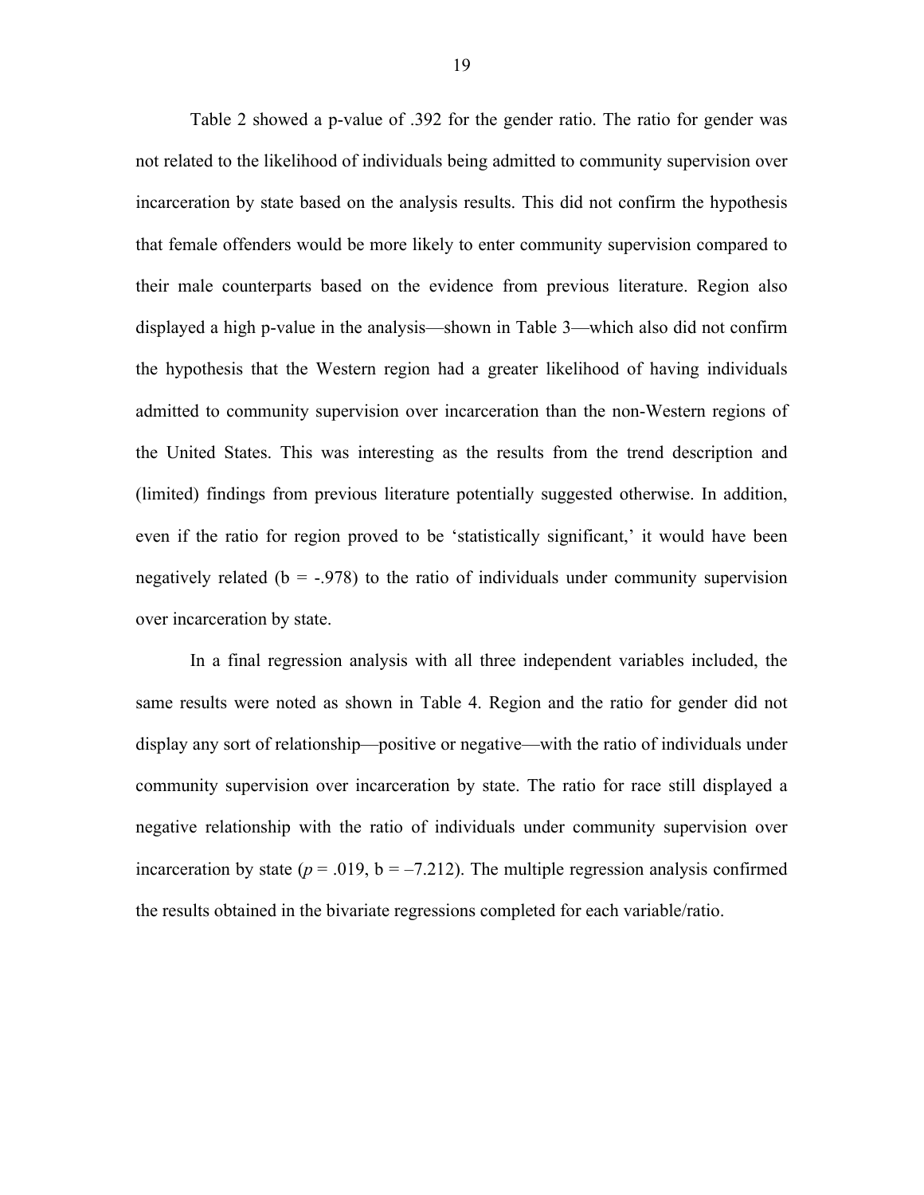Table 2 showed a p-value of .392 for the gender ratio. The ratio for gender was not related to the likelihood of individuals being admitted to community supervision over incarceration by state based on the analysis results. This did not confirm the hypothesis that female offenders would be more likely to enter community supervision compared to their male counterparts based on the evidence from previous literature. Region also displayed a high p-value in the analysis—shown in Table 3—which also did not confirm the hypothesis that the Western region had a greater likelihood of having individuals admitted to community supervision over incarceration than the non-Western regions of the United States. This was interesting as the results from the trend description and (limited) findings from previous literature potentially suggested otherwise. In addition, even if the ratio for region proved to be 'statistically significant,' it would have been negatively related ($b = -.978$) to the ratio of individuals under community supervision over incarceration by state.

In a final regression analysis with all three independent variables included, the same results were noted as shown in Table 4. Region and the ratio for gender did not display any sort of relationship—positive or negative—with the ratio of individuals under community supervision over incarceration by state. The ratio for race still displayed a negative relationship with the ratio of individuals under community supervision over incarceration by state ($p = .019$, $b = -7.212$). The multiple regression analysis confirmed the results obtained in the bivariate regressions completed for each variable/ratio.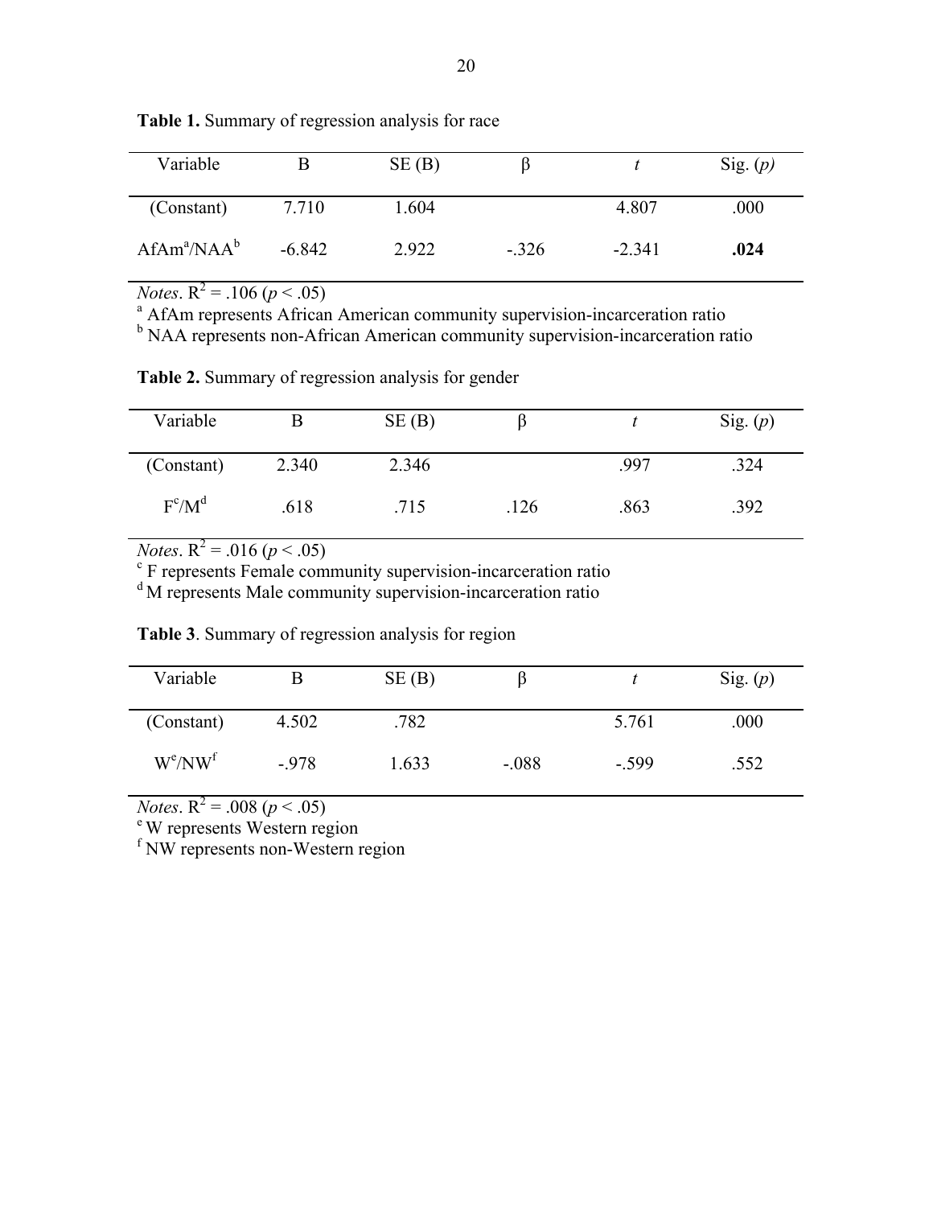**Table 1.** Summary of regression analysis for race

| Variable | B | SE (B) | β | *t* | Sig. (*p*) |
|---|---|---|---|---|---|
| (Constant) | 7.710 | 1.604 | | 4.807 | .000 |
| AfAm[a]/NAA[b] | -6.842 | 2.922 | -.326 | -2.341 | **.024** |

*Notes*. $R^2 = .106$ ($p < .05$)
[a] AfAm represents African American community supervision-incarceration ratio
[b] NAA represents non-African American community supervision-incarceration ratio

**Table 2.** Summary of regression analysis for gender

| Variable | B | SE (B) | β | *t* | Sig. (*p*) |
|---|---|---|---|---|---|
| (Constant) | 2.340 | 2.346 | | .997 | .324 |
| F[c]/M[d] | .618 | .715 | .126 | .863 | .392 |

*Notes*. $R^2 = .016$ ($p < .05$)
[c] F represents Female community supervision-incarceration ratio
[d] M represents Male community supervision-incarceration ratio

**Table 3**. Summary of regression analysis for region

| Variable | B | SE (B) | β | *t* | Sig. (*p*) |
|---|---|---|---|---|---|
| (Constant) | 4.502 | .782 | | 5.761 | .000 |
| W[e]/NW[f] | -.978 | 1.633 | -.088 | -.599 | .552 |

*Notes*. $R^2 = .008$ ($p < .05$)
[e] W represents Western region
[f] NW represents non-Western region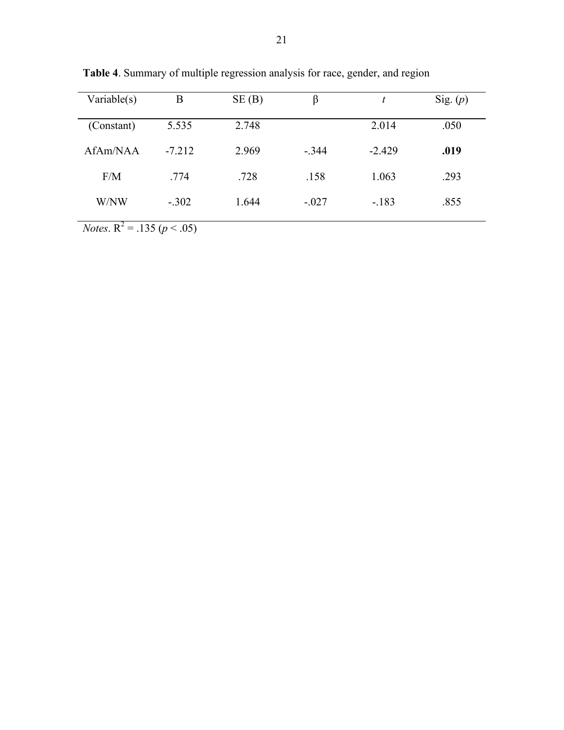**Table 4**. Summary of multiple regression analysis for race, gender, and region

| Variable(s) | B | SE (B) | β | *t* | Sig. (*p*) |
|---|---|---|---|---|---|
| (Constant) | 5.535 | 2.748 | | 2.014 | .050 |
| AfAm/NAA | -7.212 | 2.969 | -.344 | -2.429 | **.019** |
| F/M | .774 | .728 | .158 | 1.063 | .293 |
| W/NW | -.302 | 1.644 | -.027 | -.183 | .855 |

*Notes*. $R^2 = .135$ ($p < .05$)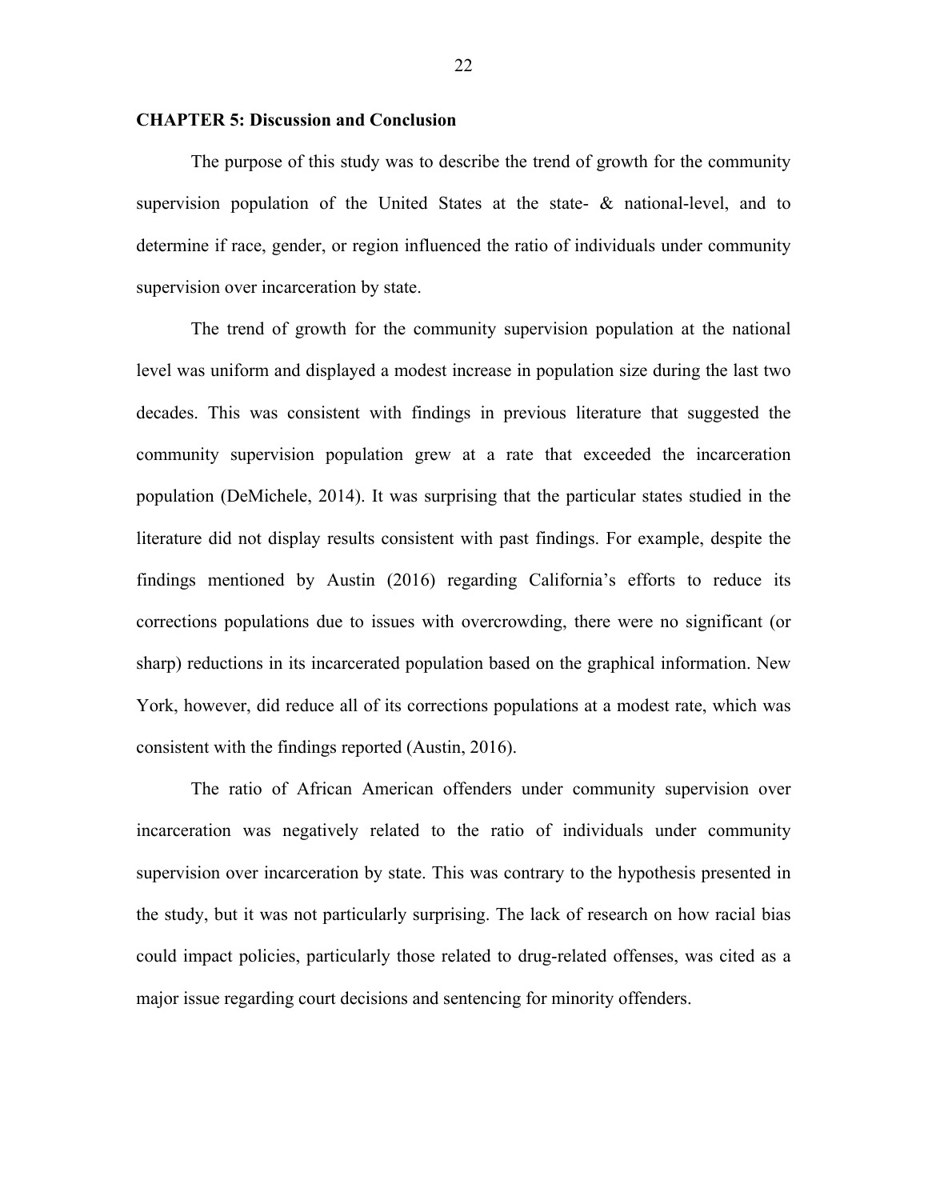## CHAPTER 5: Discussion and Conclusion

The purpose of this study was to describe the trend of growth for the community supervision population of the United States at the state- & national-level, and to determine if race, gender, or region influenced the ratio of individuals under community supervision over incarceration by state.

The trend of growth for the community supervision population at the national level was uniform and displayed a modest increase in population size during the last two decades. This was consistent with findings in previous literature that suggested the community supervision population grew at a rate that exceeded the incarceration population (DeMichele, 2014). It was surprising that the particular states studied in the literature did not display results consistent with past findings. For example, despite the findings mentioned by Austin (2016) regarding California's efforts to reduce its corrections populations due to issues with overcrowding, there were no significant (or sharp) reductions in its incarcerated population based on the graphical information. New York, however, did reduce all of its corrections populations at a modest rate, which was consistent with the findings reported (Austin, 2016).

The ratio of African American offenders under community supervision over incarceration was negatively related to the ratio of individuals under community supervision over incarceration by state. This was contrary to the hypothesis presented in the study, but it was not particularly surprising. The lack of research on how racial bias could impact policies, particularly those related to drug-related offenses, was cited as a major issue regarding court decisions and sentencing for minority offenders.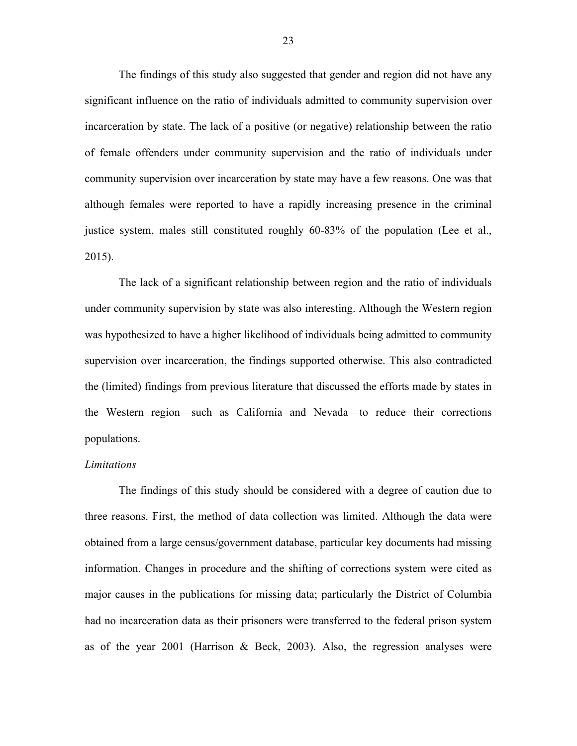The findings of this study also suggested that gender and region did not have any significant influence on the ratio of individuals admitted to community supervision over incarceration by state. The lack of a positive (or negative) relationship between the ratio of female offenders under community supervision and the ratio of individuals under community supervision over incarceration by state may have a few reasons. One was that although females were reported to have a rapidly increasing presence in the criminal justice system, males still constituted roughly 60-83% of the population (Lee et al., 2015).

The lack of a significant relationship between region and the ratio of individuals under community supervision by state was also interesting. Although the Western region was hypothesized to have a higher likelihood of individuals being admitted to community supervision over incarceration, the findings supported otherwise. This also contradicted the (limited) findings from previous literature that discussed the efforts made by states in the Western region—such as California and Nevada—to reduce their corrections populations.

*Limitations*

The findings of this study should be considered with a degree of caution due to three reasons. First, the method of data collection was limited. Although the data were obtained from a large census/government database, particular key documents had missing information. Changes in procedure and the shifting of corrections system were cited as major causes in the publications for missing data; particularly the District of Columbia had no incarceration data as their prisoners were transferred to the federal prison system as of the year 2001 (Harrison & Beck, 2003). Also, the regression analyses were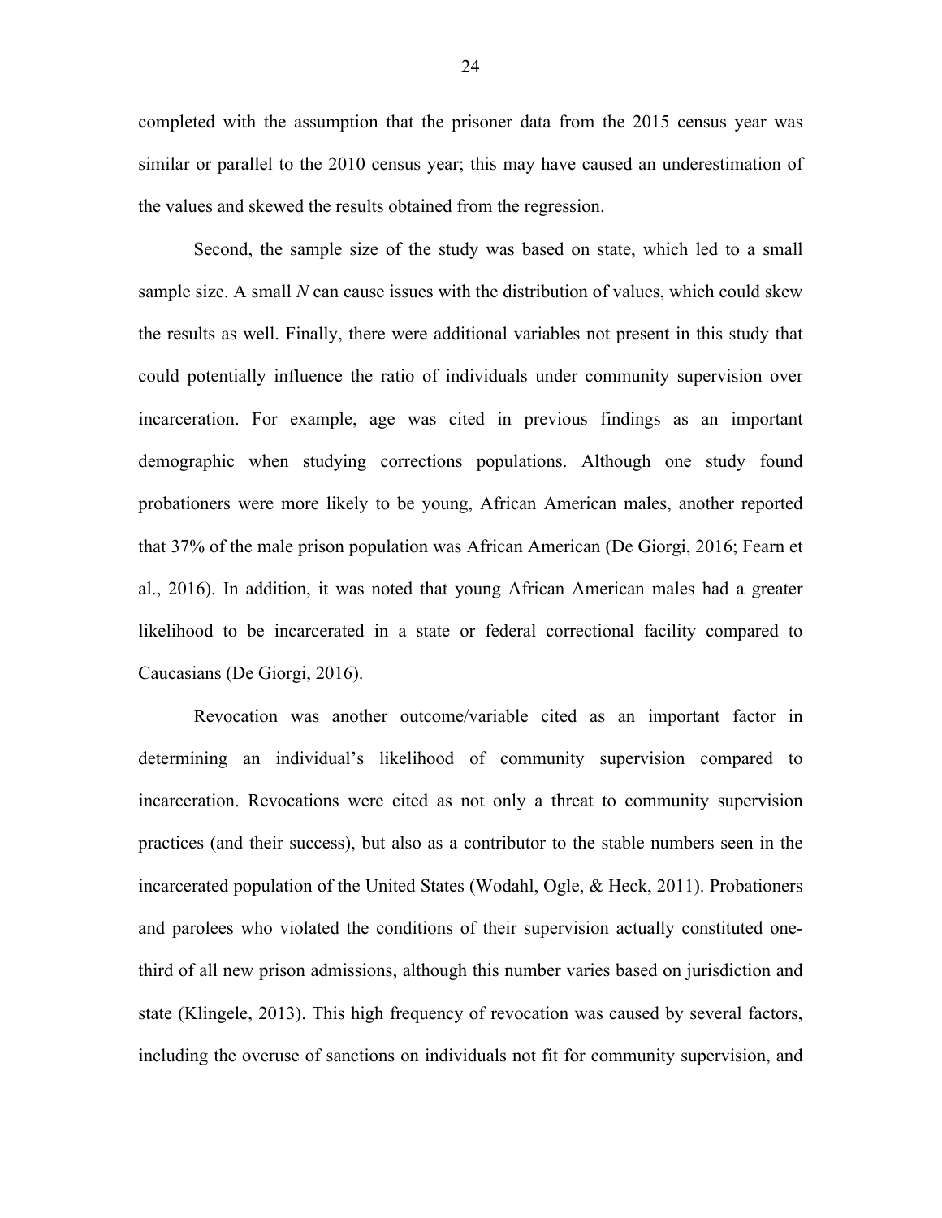completed with the assumption that the prisoner data from the 2015 census year was similar or parallel to the 2010 census year; this may have caused an underestimation of the values and skewed the results obtained from the regression.

Second, the sample size of the study was based on state, which led to a small sample size. A small *N* can cause issues with the distribution of values, which could skew the results as well. Finally, there were additional variables not present in this study that could potentially influence the ratio of individuals under community supervision over incarceration. For example, age was cited in previous findings as an important demographic when studying corrections populations. Although one study found probationers were more likely to be young, African American males, another reported that 37% of the male prison population was African American (De Giorgi, 2016; Fearn et al., 2016). In addition, it was noted that young African American males had a greater likelihood to be incarcerated in a state or federal correctional facility compared to Caucasians (De Giorgi, 2016).

Revocation was another outcome/variable cited as an important factor in determining an individual's likelihood of community supervision compared to incarceration. Revocations were cited as not only a threat to community supervision practices (and their success), but also as a contributor to the stable numbers seen in the incarcerated population of the United States (Wodahl, Ogle, & Heck, 2011). Probationers and parolees who violated the conditions of their supervision actually constituted one-third of all new prison admissions, although this number varies based on jurisdiction and state (Klingele, 2013). This high frequency of revocation was caused by several factors, including the overuse of sanctions on individuals not fit for community supervision, and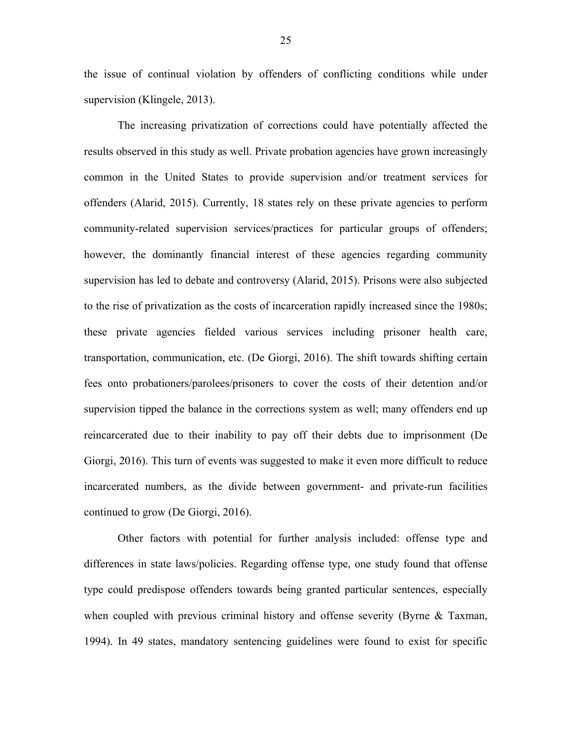the issue of continual violation by offenders of conflicting conditions while under supervision (Klingele, 2013).

The increasing privatization of corrections could have potentially affected the results observed in this study as well. Private probation agencies have grown increasingly common in the United States to provide supervision and/or treatment services for offenders (Alarid, 2015). Currently, 18 states rely on these private agencies to perform community-related supervision services/practices for particular groups of offenders; however, the dominantly financial interest of these agencies regarding community supervision has led to debate and controversy (Alarid, 2015). Prisons were also subjected to the rise of privatization as the costs of incarceration rapidly increased since the 1980s; these private agencies fielded various services including prisoner health care, transportation, communication, etc. (De Giorgi, 2016). The shift towards shifting certain fees onto probationers/parolees/prisoners to cover the costs of their detention and/or supervision tipped the balance in the corrections system as well; many offenders end up reincarcerated due to their inability to pay off their debts due to imprisonment (De Giorgi, 2016). This turn of events was suggested to make it even more difficult to reduce incarcerated numbers, as the divide between government- and private-run facilities continued to grow (De Giorgi, 2016).

Other factors with potential for further analysis included: offense type and differences in state laws/policies. Regarding offense type, one study found that offense type could predispose offenders towards being granted particular sentences, especially when coupled with previous criminal history and offense severity (Byrne & Taxman, 1994). In 49 states, mandatory sentencing guidelines were found to exist for specific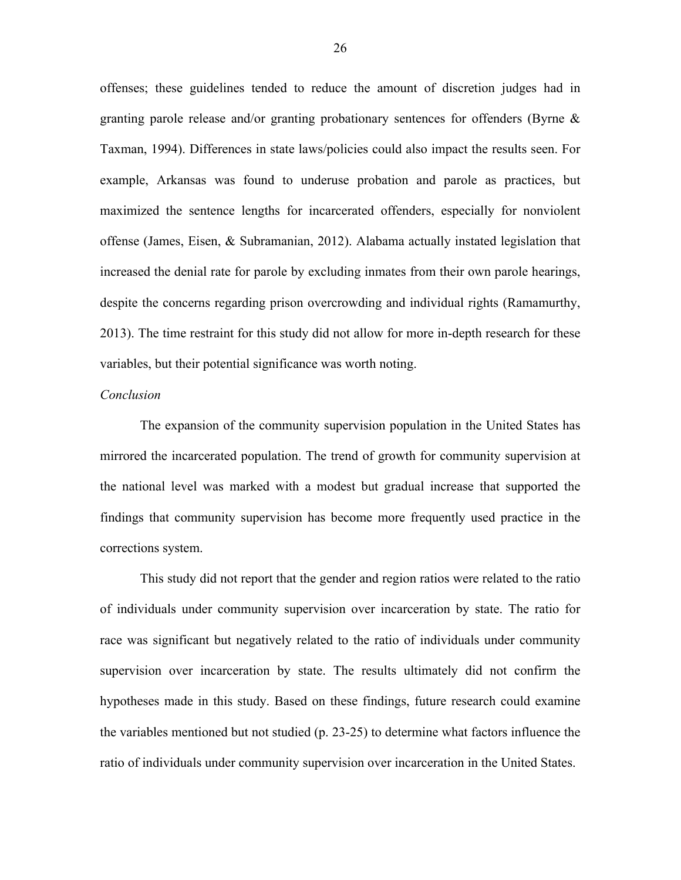offenses; these guidelines tended to reduce the amount of discretion judges had in granting parole release and/or granting probationary sentences for offenders (Byrne & Taxman, 1994). Differences in state laws/policies could also impact the results seen. For example, Arkansas was found to underuse probation and parole as practices, but maximized the sentence lengths for incarcerated offenders, especially for nonviolent offense (James, Eisen, & Subramanian, 2012). Alabama actually instated legislation that increased the denial rate for parole by excluding inmates from their own parole hearings, despite the concerns regarding prison overcrowding and individual rights (Ramamurthy, 2013). The time restraint for this study did not allow for more in-depth research for these variables, but their potential significance was worth noting.

*Conclusion*

The expansion of the community supervision population in the United States has mirrored the incarcerated population. The trend of growth for community supervision at the national level was marked with a modest but gradual increase that supported the findings that community supervision has become more frequently used practice in the corrections system.

This study did not report that the gender and region ratios were related to the ratio of individuals under community supervision over incarceration by state. The ratio for race was significant but negatively related to the ratio of individuals under community supervision over incarceration by state. The results ultimately did not confirm the hypotheses made in this study. Based on these findings, future research could examine the variables mentioned but not studied (p. 23-25) to determine what factors influence the ratio of individuals under community supervision over incarceration in the United States.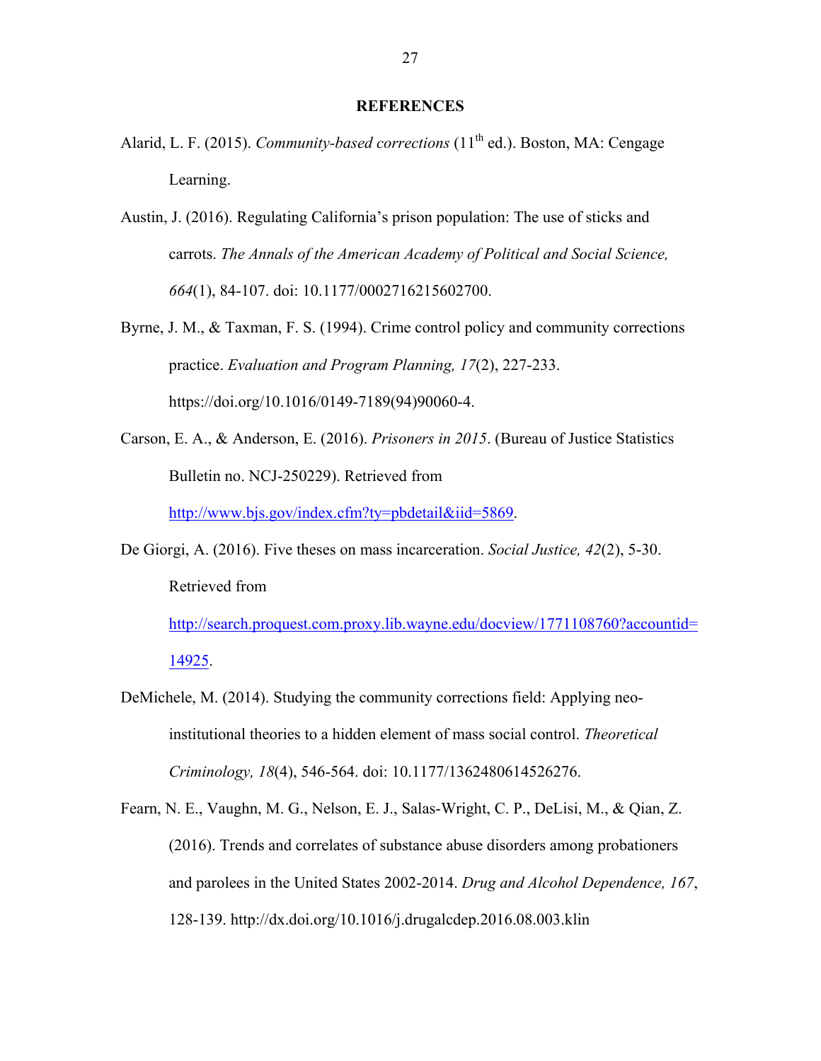# REFERENCES

Alarid, L. F. (2015). *Community-based corrections* (11th ed.). Boston, MA: Cengage Learning.

Austin, J. (2016). Regulating California's prison population: The use of sticks and carrots. *The Annals of the American Academy of Political and Social Science, 664*(1), 84-107. doi: 10.1177/0002716215602700.

Byrne, J. M., & Taxman, F. S. (1994). Crime control policy and community corrections practice. *Evaluation and Program Planning, 17*(2), 227-233. https://doi.org/10.1016/0149-7189(94)90060-4.

Carson, E. A., & Anderson, E. (2016). *Prisoners in 2015*. (Bureau of Justice Statistics Bulletin no. NCJ-250229). Retrieved from http://www.bjs.gov/index.cfm?ty=pbdetail&iid=5869.

De Giorgi, A. (2016). Five theses on mass incarceration. *Social Justice, 42*(2), 5-30. Retrieved from http://search.proquest.com.proxy.lib.wayne.edu/docview/1771108760?accountid=14925.

DeMichele, M. (2014). Studying the community corrections field: Applying neo-institutional theories to a hidden element of mass social control. *Theoretical Criminology, 18*(4), 546-564. doi: 10.1177/1362480614526276.

Fearn, N. E., Vaughn, M. G., Nelson, E. J., Salas-Wright, C. P., DeLisi, M., & Qian, Z. (2016). Trends and correlates of substance abuse disorders among probationers and parolees in the United States 2002-2014. *Drug and Alcohol Dependence, 167*, 128-139. http://dx.doi.org/10.1016/j.drugalcdep.2016.08.003.klin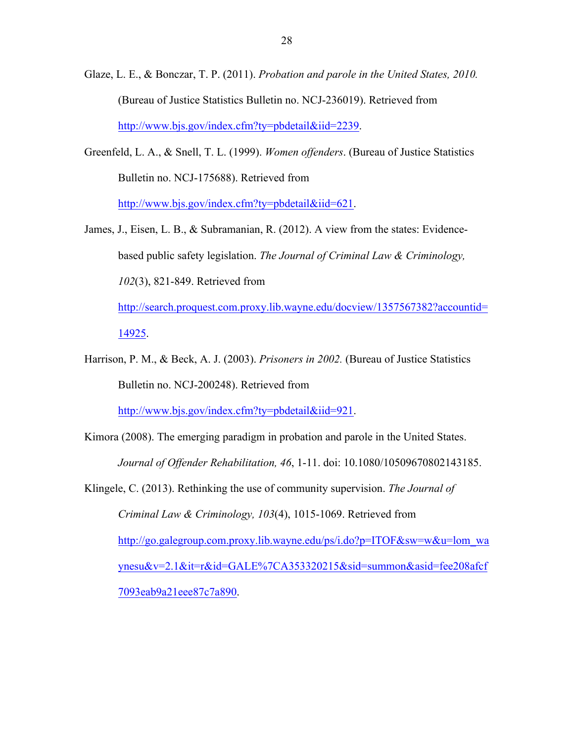Glaze, L. E., & Bonczar, T. P. (2011). *Probation and parole in the United States, 2010.* (Bureau of Justice Statistics Bulletin no. NCJ-236019). Retrieved from http://www.bjs.gov/index.cfm?ty=pbdetail&iid=2239.

Greenfeld, L. A., & Snell, T. L. (1999). *Women offenders*. (Bureau of Justice Statistics Bulletin no. NCJ-175688). Retrieved from http://www.bjs.gov/index.cfm?ty=pbdetail&iid=621.

James, J., Eisen, L. B., & Subramanian, R. (2012). A view from the states: Evidence-based public safety legislation. *The Journal of Criminal Law & Criminology, 102*(3), 821-849. Retrieved from http://search.proquest.com.proxy.lib.wayne.edu/docview/1357567382?accountid=14925.

Harrison, P. M., & Beck, A. J. (2003). *Prisoners in 2002.* (Bureau of Justice Statistics Bulletin no. NCJ-200248). Retrieved from http://www.bjs.gov/index.cfm?ty=pbdetail&iid=921.

Kimora (2008). The emerging paradigm in probation and parole in the United States. *Journal of Offender Rehabilitation, 46*, 1-11. doi: 10.1080/10509670802143185.

Klingele, C. (2013). Rethinking the use of community supervision. *The Journal of Criminal Law & Criminology, 103*(4), 1015-1069. Retrieved from http://go.galegroup.com.proxy.lib.wayne.edu/ps/i.do?p=ITOF&sw=w&u=lom_waynesu&v=2.1&it=r&id=GALE%7CA353320215&sid=summon&asid=fee208afcf7093eab9a21eee87c7a890.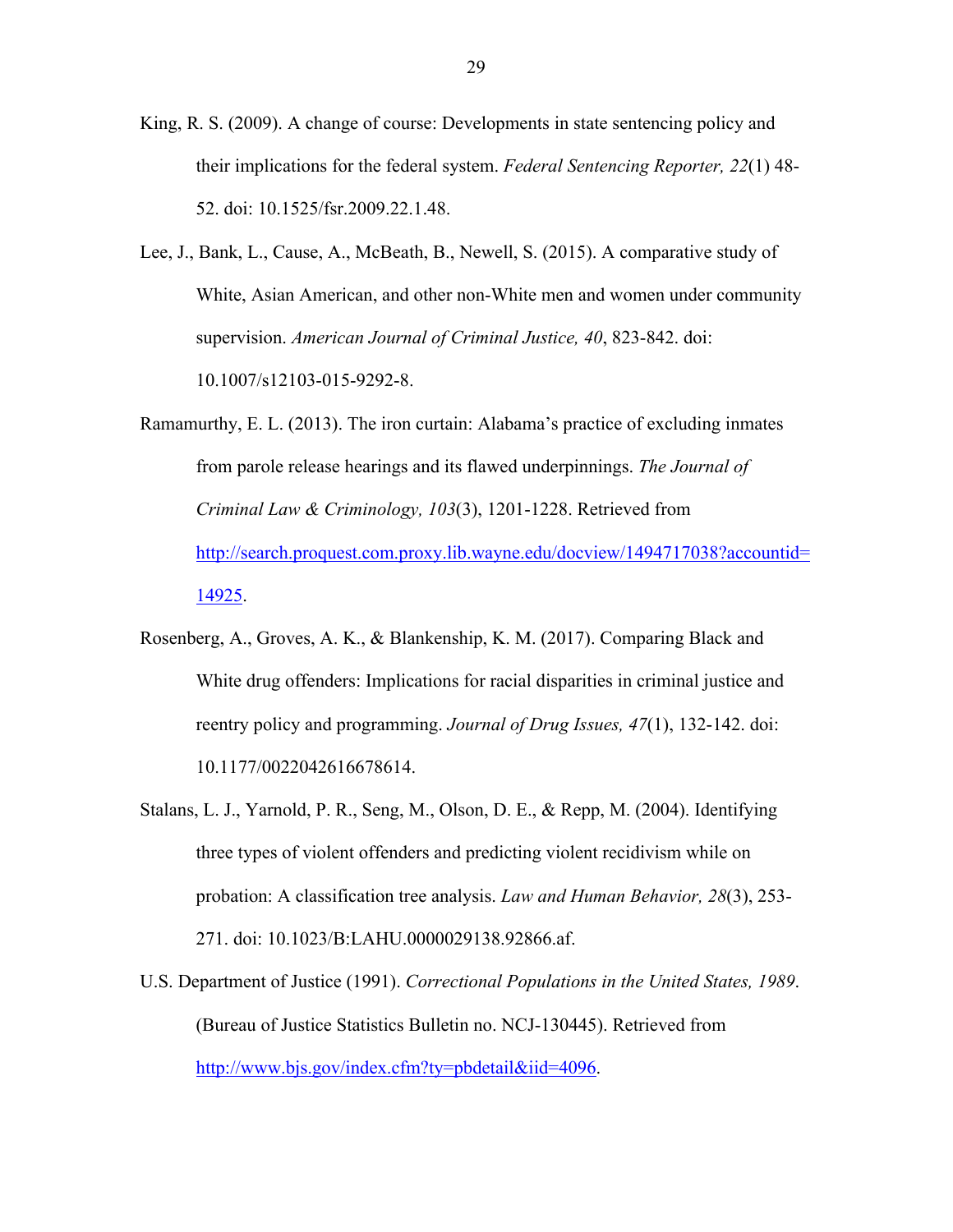King, R. S. (2009). A change of course: Developments in state sentencing policy and their implications for the federal system. *Federal Sentencing Reporter, 22*(1) 48-52. doi: 10.1525/fsr.2009.22.1.48.

Lee, J., Bank, L., Cause, A., McBeath, B., Newell, S. (2015). A comparative study of White, Asian American, and other non-White men and women under community supervision. *American Journal of Criminal Justice, 40*, 823-842. doi: 10.1007/s12103-015-9292-8.

Ramamurthy, E. L. (2013). The iron curtain: Alabama's practice of excluding inmates from parole release hearings and its flawed underpinnings. *The Journal of Criminal Law & Criminology, 103*(3), 1201-1228. Retrieved from http://search.proquest.com.proxy.lib.wayne.edu/docview/1494717038?accountid=14925.

Rosenberg, A., Groves, A. K., & Blankenship, K. M. (2017). Comparing Black and White drug offenders: Implications for racial disparities in criminal justice and reentry policy and programming. *Journal of Drug Issues, 47*(1), 132-142. doi: 10.1177/0022042616678614.

Stalans, L. J., Yarnold, P. R., Seng, M., Olson, D. E., & Repp, M. (2004). Identifying three types of violent offenders and predicting violent recidivism while on probation: A classification tree analysis. *Law and Human Behavior, 28*(3), 253-271. doi: 10.1023/B:LAHU.0000029138.92866.af.

U.S. Department of Justice (1991). *Correctional Populations in the United States, 1989*. (Bureau of Justice Statistics Bulletin no. NCJ-130445). Retrieved from http://www.bjs.gov/index.cfm?ty=pbdetail&iid=4096.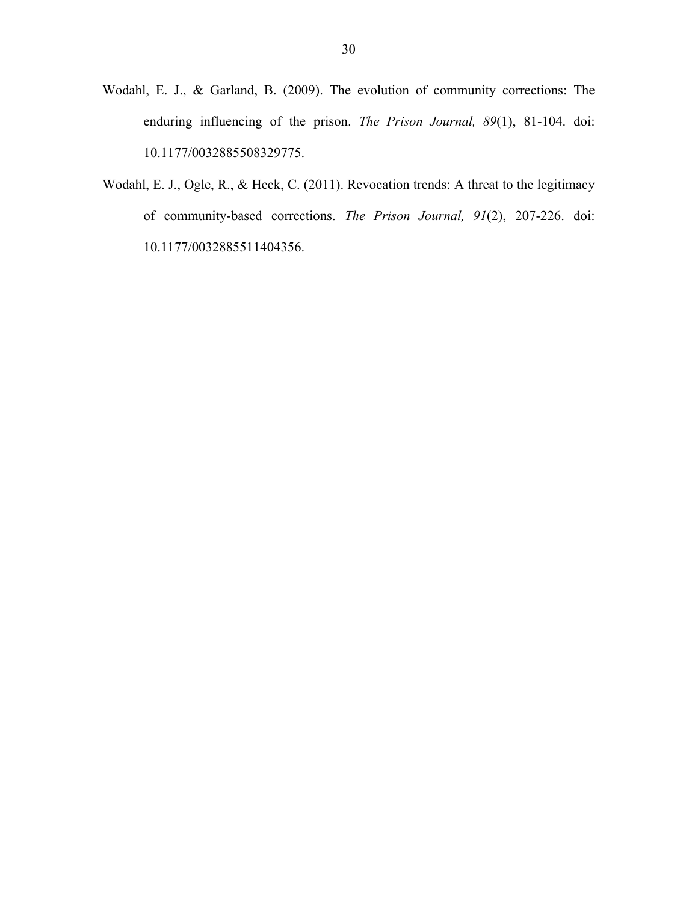Wodahl, E. J., & Garland, B. (2009). The evolution of community corrections: The enduring influencing of the prison. *The Prison Journal, 89*(1), 81-104. doi: 10.1177/0032885508329775.

Wodahl, E. J., Ogle, R., & Heck, C. (2011). Revocation trends: A threat to the legitimacy of community-based corrections. *The Prison Journal, 91*(2), 207-226. doi: 10.1177/0032885511404356.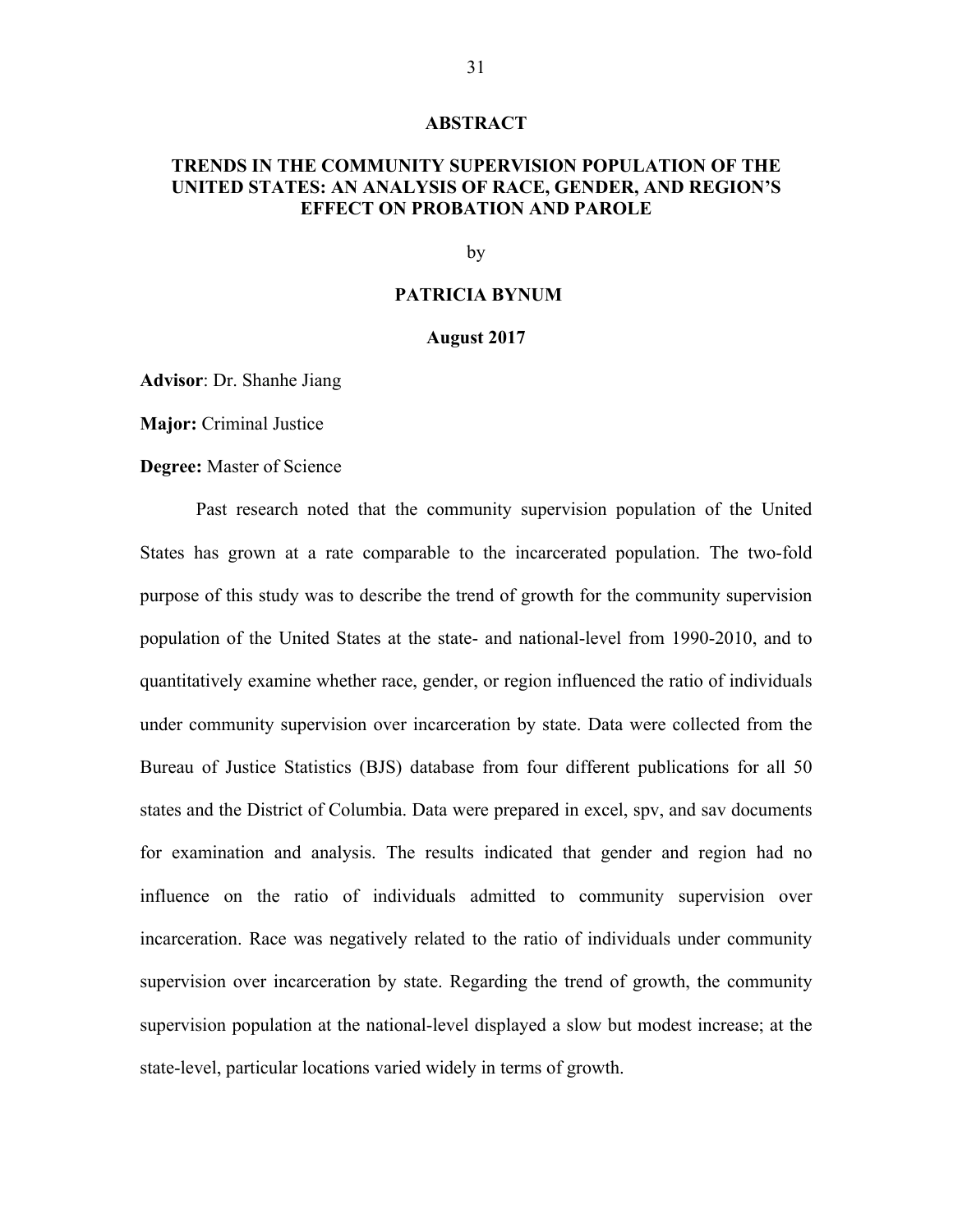## ABSTRACT

### TRENDS IN THE COMMUNITY SUPERVISION POPULATION OF THE UNITED STATES: AN ANALYSIS OF RACE, GENDER, AND REGION'S EFFECT ON PROBATION AND PAROLE

by

**PATRICIA BYNUM**

**August 2017**

**Advisor**: Dr. Shanhe Jiang

**Major:** Criminal Justice

**Degree:** Master of Science

Past research noted that the community supervision population of the United States has grown at a rate comparable to the incarcerated population. The two-fold purpose of this study was to describe the trend of growth for the community supervision population of the United States at the state- and national-level from 1990-2010, and to quantitatively examine whether race, gender, or region influenced the ratio of individuals under community supervision over incarceration by state. Data were collected from the Bureau of Justice Statistics (BJS) database from four different publications for all 50 states and the District of Columbia. Data were prepared in excel, spv, and sav documents for examination and analysis. The results indicated that gender and region had no influence on the ratio of individuals admitted to community supervision over incarceration. Race was negatively related to the ratio of individuals under community supervision over incarceration by state. Regarding the trend of growth, the community supervision population at the national-level displayed a slow but modest increase; at the state-level, particular locations varied widely in terms of growth.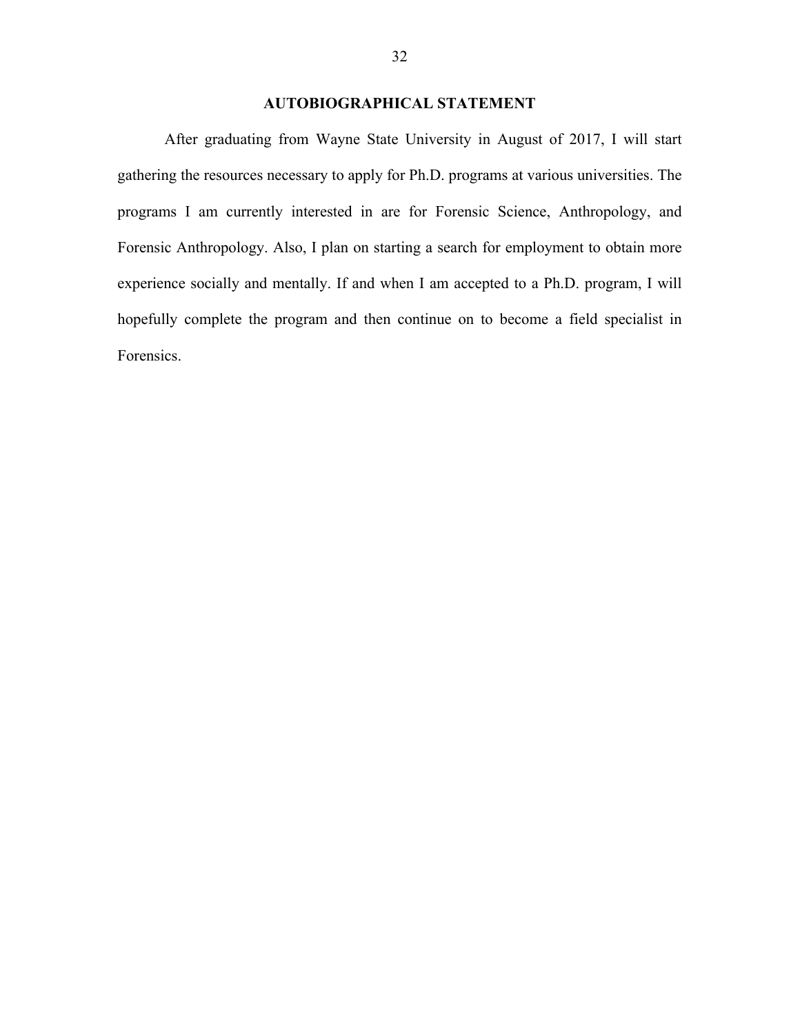## AUTOBIOGRAPHICAL STATEMENT

After graduating from Wayne State University in August of 2017, I will start gathering the resources necessary to apply for Ph.D. programs at various universities. The programs I am currently interested in are for Forensic Science, Anthropology, and Forensic Anthropology. Also, I plan on starting a search for employment to obtain more experience socially and mentally. If and when I am accepted to a Ph.D. program, I will hopefully complete the program and then continue on to become a field specialist in Forensics.